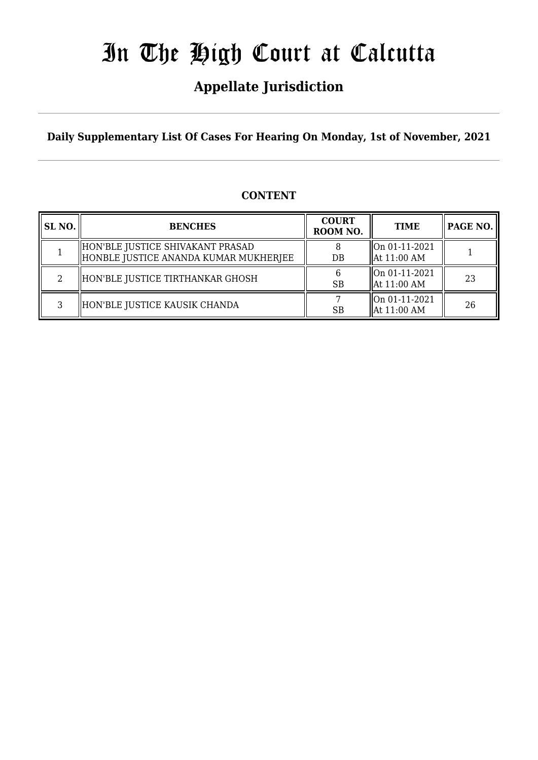# In The High Court at Calcutta

## Appellate Jurisdiction

**Daily Supplementary List Of Cases For Hearing On Monday, 1st of November, 2021**

**CONTENT**

| SL NO. | BENCHES | COURT ROOM NO. | TIME | PAGE NO. |
|---|---|---|---|---|
| 1 | HON'BLE JUSTICE SHIVAKANT PRASAD<br>HONBLE JUSTICE ANANDA KUMAR MUKHERJEE | 8<br>DB | On 01-11-2021<br>At 11:00 AM | 1 |
| 2 | HON'BLE JUSTICE TIRTHANKAR GHOSH | 6<br>SB | On 01-11-2021<br>At 11:00 AM | 23 |
| 3 | HON'BLE JUSTICE KAUSIK CHANDA | 7<br>SB | On 01-11-2021<br>At 11:00 AM | 26 |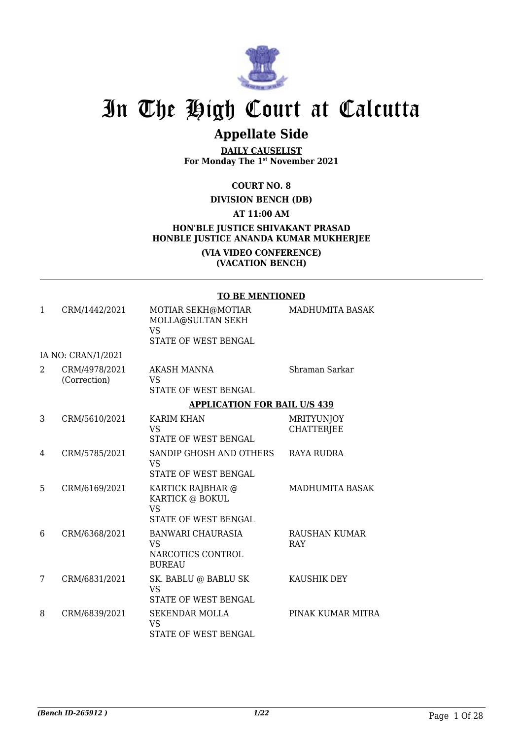# In The High Court at Calcutta

## Appellate Side

**DAILY CAUSELIST**
**For Monday The 1st November 2021**

**COURT NO. 8**

**DIVISION BENCH (DB)**

**AT 11:00 AM**

**HON'BLE JUSTICE SHIVAKANT PRASAD**
**HONBLE JUSTICE ANANDA KUMAR MUKHERJEE**

**(VIA VIDEO CONFERENCE)**
**(VACATION BENCH)**

**TO BE MENTIONED**

| | | | |
|---|---|---|---|
| 1 | CRM/1442/2021 | MOTIAR SEKH@MOTIAR MOLLA@SULTAN SEKH<br>VS<br>STATE OF WEST BENGAL | MADHUMITA BASAK |
| | IA NO: CRAN/1/2021 | | |
| 2 | CRM/4978/2021 (Correction) | AKASH MANNA<br>VS<br>STATE OF WEST BENGAL | Shraman Sarkar |

**APPLICATION FOR BAIL U/S 439**

| | | | |
|---|---|---|---|
| 3 | CRM/5610/2021 | KARIM KHAN<br>VS<br>STATE OF WEST BENGAL | MRITYUNJOY CHATTERJEE |
| 4 | CRM/5785/2021 | SANDIP GHOSH AND OTHERS<br>VS<br>STATE OF WEST BENGAL | RAYA RUDRA |
| 5 | CRM/6169/2021 | KARTICK RAJBHAR @ KARTICK @ BOKUL<br>VS<br>STATE OF WEST BENGAL | MADHUMITA BASAK |
| 6 | CRM/6368/2021 | BANWARI CHAURASIA<br>VS<br>NARCOTICS CONTROL BUREAU | RAUSHAN KUMAR RAY |
| 7 | CRM/6831/2021 | SK. BABLU @ BABLU SK<br>VS<br>STATE OF WEST BENGAL | KAUSHIK DEY |
| 8 | CRM/6839/2021 | SEKENDAR MOLLA<br>VS<br>STATE OF WEST BENGAL | PINAK KUMAR MITRA |

*(Bench ID-265912 )*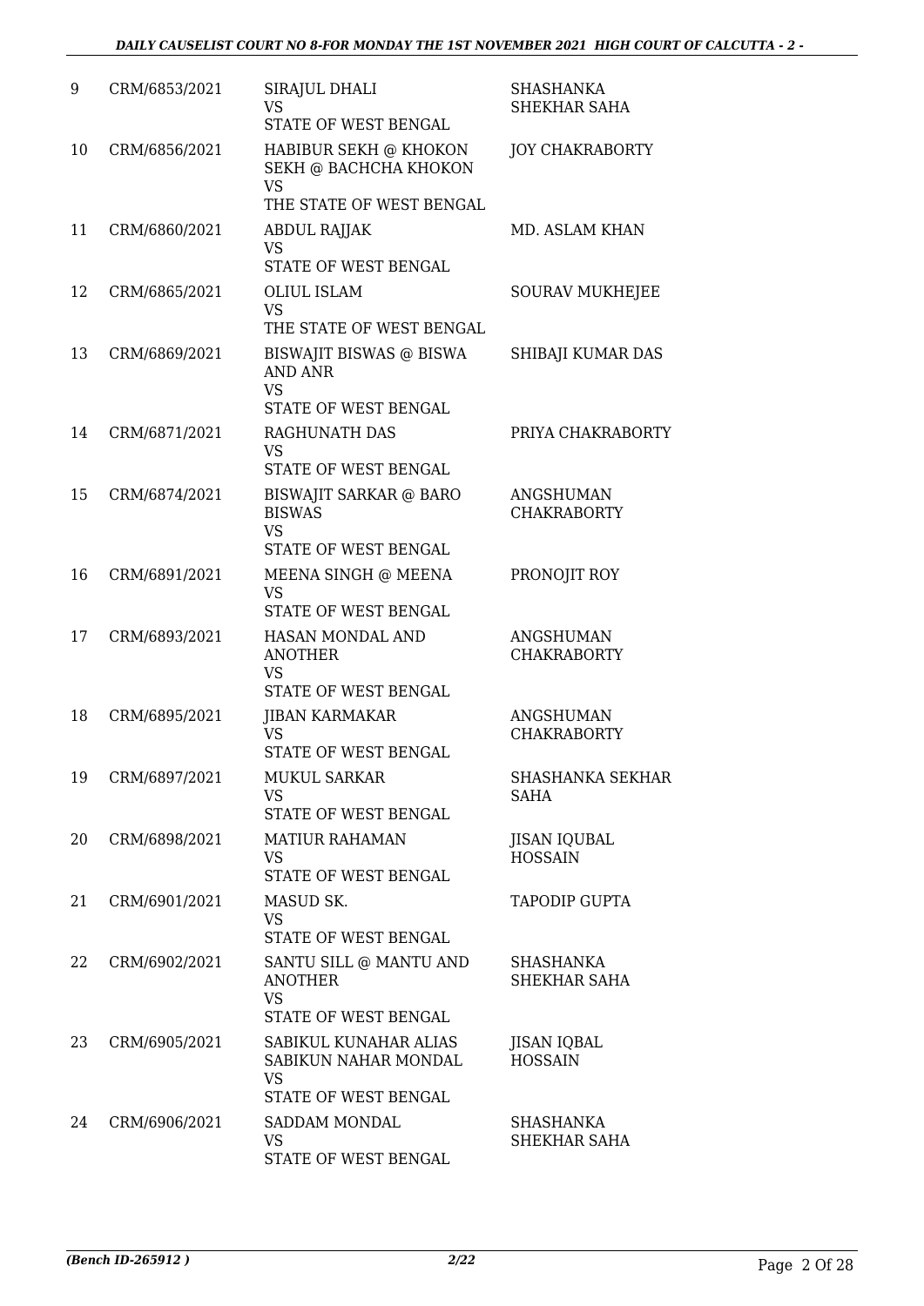| 9 | CRM/6853/2021 | SIRAJUL DHALI<br>VS<br>STATE OF WEST BENGAL | SHASHANKA SHEKHAR SAHA |
|---|---|---|---|
| 10 | CRM/6856/2021 | HABIBUR SEKH @ KHOKON SEKH @ BACHCHA KHOKON<br>VS<br>THE STATE OF WEST BENGAL | JOY CHAKRABORTY |
| 11 | CRM/6860/2021 | ABDUL RAJJAK<br>VS<br>STATE OF WEST BENGAL | MD. ASLAM KHAN |
| 12 | CRM/6865/2021 | OLIUL ISLAM<br>VS<br>THE STATE OF WEST BENGAL | SOURAV MUKHEJEE |
| 13 | CRM/6869/2021 | BISWAJIT BISWAS @ BISWA AND ANR<br>VS<br>STATE OF WEST BENGAL | SHIBAJI KUMAR DAS |
| 14 | CRM/6871/2021 | RAGHUNATH DAS<br>VS<br>STATE OF WEST BENGAL | PRIYA CHAKRABORTY |
| 15 | CRM/6874/2021 | BISWAJIT SARKAR @ BARO BISWAS<br>VS<br>STATE OF WEST BENGAL | ANGSHUMAN CHAKRABORTY |
| 16 | CRM/6891/2021 | MEENA SINGH @ MEENA<br>VS<br>STATE OF WEST BENGAL | PRONOJIT ROY |
| 17 | CRM/6893/2021 | HASAN MONDAL AND ANOTHER<br>VS<br>STATE OF WEST BENGAL | ANGSHUMAN CHAKRABORTY |
| 18 | CRM/6895/2021 | JIBAN KARMAKAR<br>VS<br>STATE OF WEST BENGAL | ANGSHUMAN CHAKRABORTY |
| 19 | CRM/6897/2021 | MUKUL SARKAR<br>VS<br>STATE OF WEST BENGAL | SHASHANKA SEKHAR SAHA |
| 20 | CRM/6898/2021 | MATIUR RAHAMAN<br>VS<br>STATE OF WEST BENGAL | JISAN IQUBAL HOSSAIN |
| 21 | CRM/6901/2021 | MASUD SK.<br>VS<br>STATE OF WEST BENGAL | TAPODIP GUPTA |
| 22 | CRM/6902/2021 | SANTU SILL @ MANTU AND ANOTHER<br>VS<br>STATE OF WEST BENGAL | SHASHANKA SHEKHAR SAHA |
| 23 | CRM/6905/2021 | SABIKUL KUNAHAR ALIAS SABIKUN NAHAR MONDAL<br>VS<br>STATE OF WEST BENGAL | JISAN IQBAL HOSSAIN |
| 24 | CRM/6906/2021 | SADDAM MONDAL<br>VS<br>STATE OF WEST BENGAL | SHASHANKA SHEKHAR SAHA |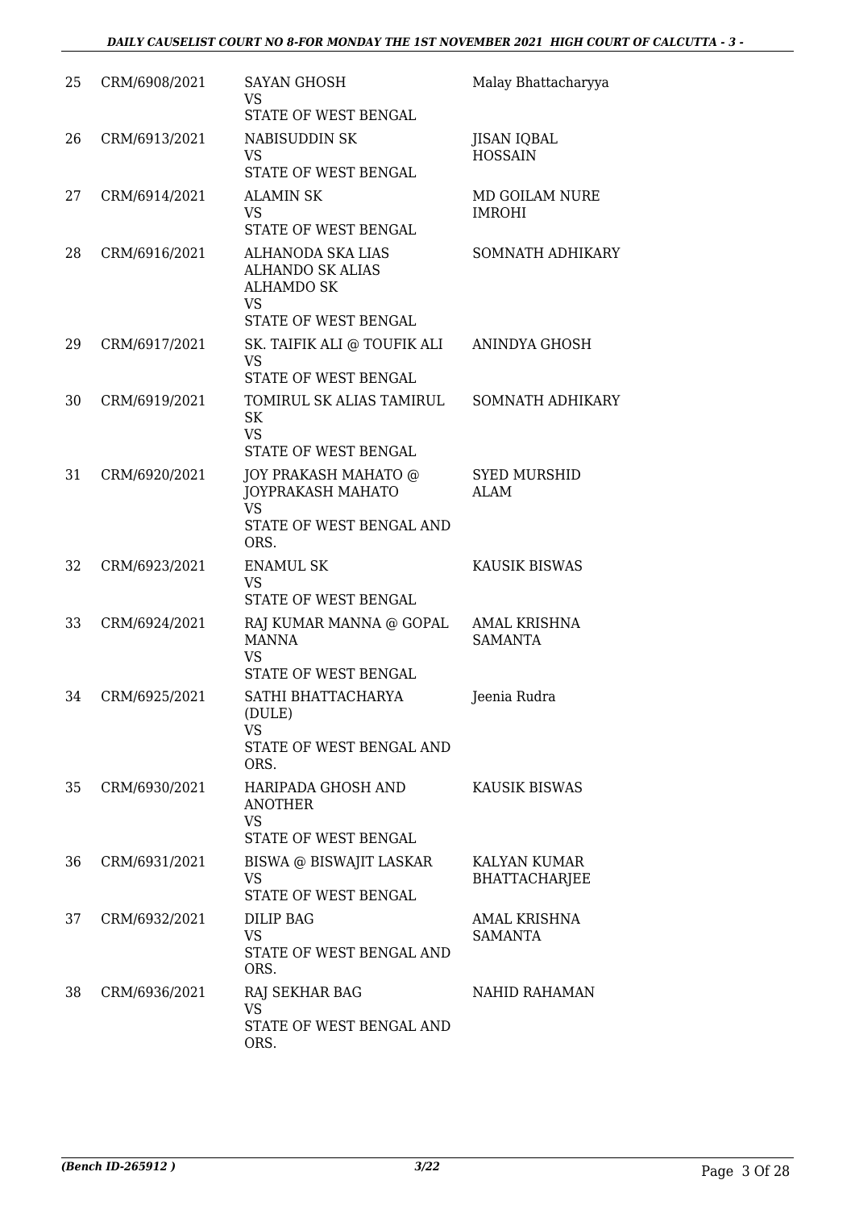| | | | |
|---|---|---|---|
| 25 | CRM/6908/2021 | SAYAN GHOSH<br>VS<br>STATE OF WEST BENGAL | Malay Bhattacharyya |
| 26 | CRM/6913/2021 | NABISUDDIN SK<br>VS<br>STATE OF WEST BENGAL | JISAN IQBAL HOSSAIN |
| 27 | CRM/6914/2021 | ALAMIN SK<br>VS<br>STATE OF WEST BENGAL | MD GOILAM NURE IMROHI |
| 28 | CRM/6916/2021 | ALHANODA SKA LIAS ALHANDO SK ALIAS ALHAMDO SK<br>VS<br>STATE OF WEST BENGAL | SOMNATH ADHIKARY |
| 29 | CRM/6917/2021 | SK. TAIFIK ALI @ TOUFIK ALI<br>VS<br>STATE OF WEST BENGAL | ANINDYA GHOSH |
| 30 | CRM/6919/2021 | TOMIRUL SK ALIAS TAMIRUL SK<br>VS<br>STATE OF WEST BENGAL | SOMNATH ADHIKARY |
| 31 | CRM/6920/2021 | JOY PRAKASH MAHATO @ JOYPRAKASH MAHATO<br>VS<br>STATE OF WEST BENGAL AND ORS. | SYED MURSHID ALAM |
| 32 | CRM/6923/2021 | ENAMUL SK<br>VS<br>STATE OF WEST BENGAL | KAUSIK BISWAS |
| 33 | CRM/6924/2021 | RAJ KUMAR MANNA @ GOPAL MANNA<br>VS<br>STATE OF WEST BENGAL | AMAL KRISHNA SAMANTA |
| 34 | CRM/6925/2021 | SATHI BHATTACHARYA (DULE)<br>VS<br>STATE OF WEST BENGAL AND ORS. | Jeenia Rudra |
| 35 | CRM/6930/2021 | HARIPADA GHOSH AND ANOTHER<br>VS<br>STATE OF WEST BENGAL | KAUSIK BISWAS |
| 36 | CRM/6931/2021 | BISWA @ BISWAJIT LASKAR<br>VS<br>STATE OF WEST BENGAL | KALYAN KUMAR BHATTACHARJEE |
| 37 | CRM/6932/2021 | DILIP BAG<br>VS<br>STATE OF WEST BENGAL AND ORS. | AMAL KRISHNA SAMANTA |
| 38 | CRM/6936/2021 | RAJ SEKHAR BAG<br>VS<br>STATE OF WEST BENGAL AND ORS. | NAHID RAHAMAN |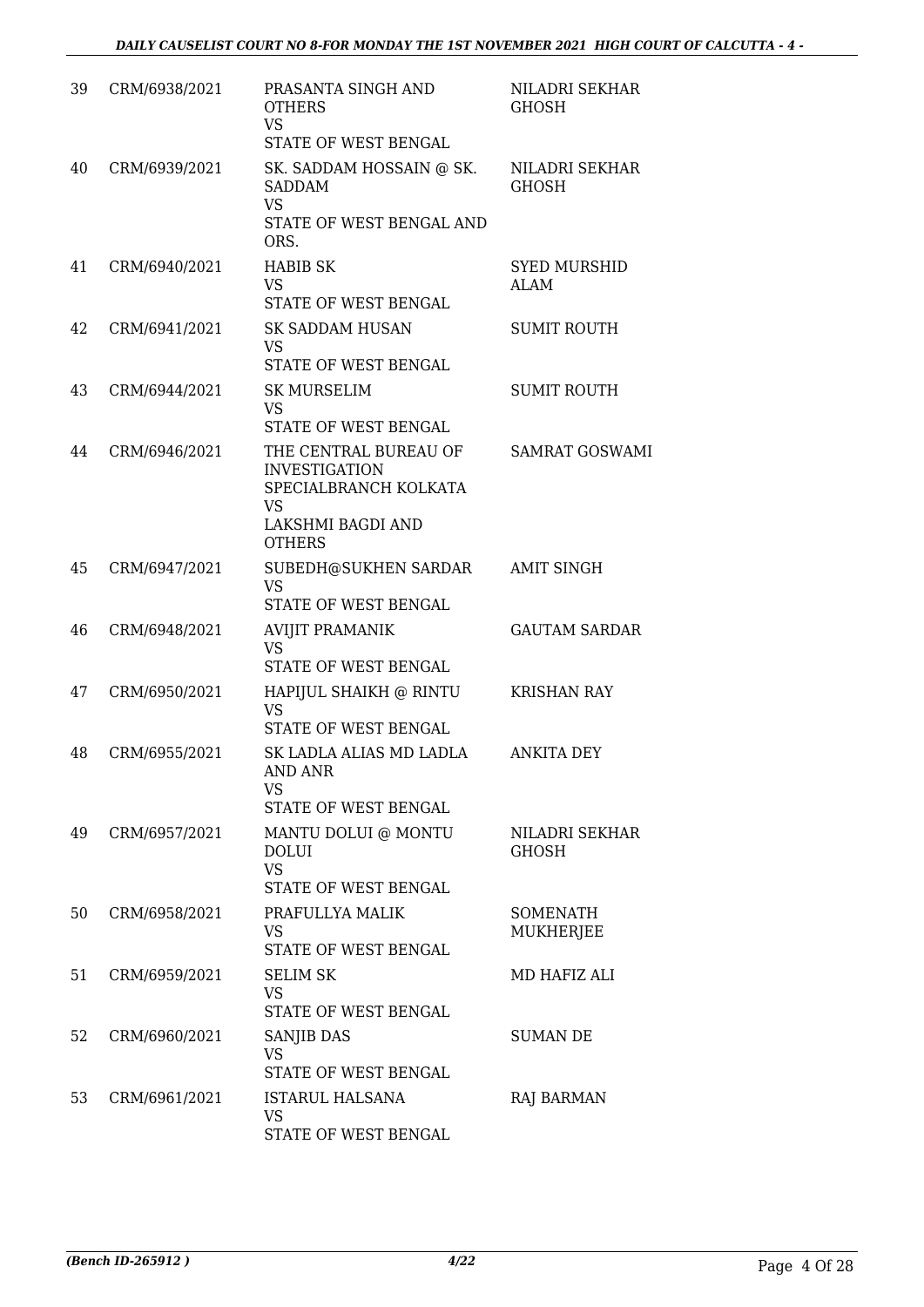| | | | |
|---|---|---|---|
| 39 | CRM/6938/2021 | PRASANTA SINGH AND OTHERS<br>VS<br>STATE OF WEST BENGAL | NILADRI SEKHAR GHOSH |
| 40 | CRM/6939/2021 | SK. SADDAM HOSSAIN @ SK. SADDAM<br>VS<br>STATE OF WEST BENGAL AND ORS. | NILADRI SEKHAR GHOSH |
| 41 | CRM/6940/2021 | HABIB SK<br>VS<br>STATE OF WEST BENGAL | SYED MURSHID ALAM |
| 42 | CRM/6941/2021 | SK SADDAM HUSAN<br>VS<br>STATE OF WEST BENGAL | SUMIT ROUTH |
| 43 | CRM/6944/2021 | SK MURSELIM<br>VS<br>STATE OF WEST BENGAL | SUMIT ROUTH |
| 44 | CRM/6946/2021 | THE CENTRAL BUREAU OF INVESTIGATION SPECIALBRANCH KOLKATA<br>VS<br>LAKSHMI BAGDI AND OTHERS | SAMRAT GOSWAMI |
| 45 | CRM/6947/2021 | SUBEDH@SUKHEN SARDAR<br>VS<br>STATE OF WEST BENGAL | AMIT SINGH |
| 46 | CRM/6948/2021 | AVIJIT PRAMANIK<br>VS<br>STATE OF WEST BENGAL | GAUTAM SARDAR |
| 47 | CRM/6950/2021 | HAPIJUL SHAIKH @ RINTU<br>VS<br>STATE OF WEST BENGAL | KRISHAN RAY |
| 48 | CRM/6955/2021 | SK LADLA ALIAS MD LADLA AND ANR<br>VS<br>STATE OF WEST BENGAL | ANKITA DEY |
| 49 | CRM/6957/2021 | MANTU DOLUI @ MONTU DOLUI<br>VS<br>STATE OF WEST BENGAL | NILADRI SEKHAR GHOSH |
| 50 | CRM/6958/2021 | PRAFULLYA MALIK<br>VS<br>STATE OF WEST BENGAL | SOMENATH MUKHERJEE |
| 51 | CRM/6959/2021 | SELIM SK<br>VS<br>STATE OF WEST BENGAL | MD HAFIZ ALI |
| 52 | CRM/6960/2021 | SANJIB DAS<br>VS<br>STATE OF WEST BENGAL | SUMAN DE |
| 53 | CRM/6961/2021 | ISTARUL HALSANA<br>VS<br>STATE OF WEST BENGAL | RAJ BARMAN |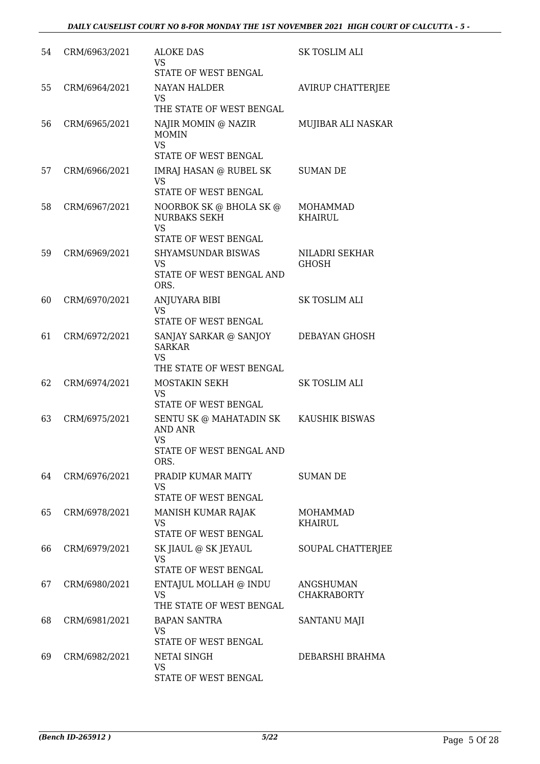| 54 | CRM/6963/2021 | ALOKE DAS<br>VS<br>STATE OF WEST BENGAL | SK TOSLIM ALI |
|---|---|---|---|
| 55 | CRM/6964/2021 | NAYAN HALDER<br>VS<br>THE STATE OF WEST BENGAL | AVIRUP CHATTERJEE |
| 56 | CRM/6965/2021 | NAJIR MOMIN @ NAZIR MOMIN<br>VS<br>STATE OF WEST BENGAL | MUJIBAR ALI NASKAR |
| 57 | CRM/6966/2021 | IMRAJ HASAN @ RUBEL SK<br>VS<br>STATE OF WEST BENGAL | SUMAN DE |
| 58 | CRM/6967/2021 | NOORBOK SK @ BHOLA SK @ NURBAKS SEKH<br>VS<br>STATE OF WEST BENGAL | MOHAMMAD KHAIRUL |
| 59 | CRM/6969/2021 | SHYAMSUNDAR BISWAS<br>VS<br>STATE OF WEST BENGAL AND ORS. | NILADRI SEKHAR GHOSH |
| 60 | CRM/6970/2021 | ANJUYARA BIBI<br>VS<br>STATE OF WEST BENGAL | SK TOSLIM ALI |
| 61 | CRM/6972/2021 | SANJAY SARKAR @ SANJOY SARKAR<br>VS<br>THE STATE OF WEST BENGAL | DEBAYAN GHOSH |
| 62 | CRM/6974/2021 | MOSTAKIN SEKH<br>VS<br>STATE OF WEST BENGAL | SK TOSLIM ALI |
| 63 | CRM/6975/2021 | SENTU SK @ MAHATADIN SK AND ANR<br>VS<br>STATE OF WEST BENGAL AND ORS. | KAUSHIK BISWAS |
| 64 | CRM/6976/2021 | PRADIP KUMAR MAITY<br>VS<br>STATE OF WEST BENGAL | SUMAN DE |
| 65 | CRM/6978/2021 | MANISH KUMAR RAJAK<br>VS<br>STATE OF WEST BENGAL | MOHAMMAD KHAIRUL |
| 66 | CRM/6979/2021 | SK JIAUL @ SK JEYAUL<br>VS<br>STATE OF WEST BENGAL | SOUPAL CHATTERJEE |
| 67 | CRM/6980/2021 | ENTAJUL MOLLAH @ INDU<br>VS<br>THE STATE OF WEST BENGAL | ANGSHUMAN CHAKRABORTY |
| 68 | CRM/6981/2021 | BAPAN SANTRA<br>VS<br>STATE OF WEST BENGAL | SANTANU MAJI |
| 69 | CRM/6982/2021 | NETAI SINGH<br>VS<br>STATE OF WEST BENGAL | DEBARSHI BRAHMA |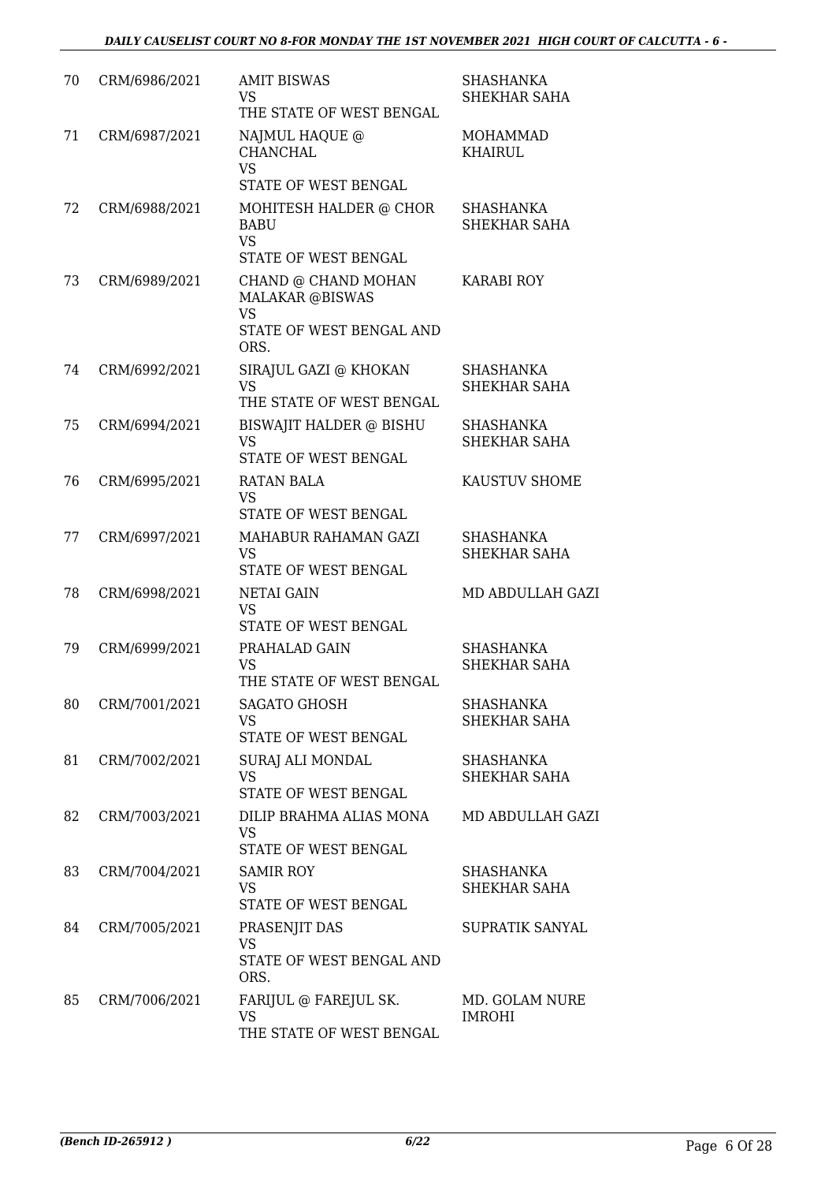| | | | |
|---|---|---|---|
| 70 | CRM/6986/2021 | AMIT BISWAS<br>VS<br>THE STATE OF WEST BENGAL | SHASHANKA SHEKHAR SAHA |
| 71 | CRM/6987/2021 | NAJMUL HAQUE @ CHANCHAL<br>VS<br>STATE OF WEST BENGAL | MOHAMMAD KHAIRUL |
| 72 | CRM/6988/2021 | MOHITESH HALDER @ CHOR BABU<br>VS<br>STATE OF WEST BENGAL | SHASHANKA SHEKHAR SAHA |
| 73 | CRM/6989/2021 | CHAND @ CHAND MOHAN MALAKAR @BISWAS<br>VS<br>STATE OF WEST BENGAL AND ORS. | KARABI ROY |
| 74 | CRM/6992/2021 | SIRAJUL GAZI @ KHOKAN<br>VS<br>THE STATE OF WEST BENGAL | SHASHANKA SHEKHAR SAHA |
| 75 | CRM/6994/2021 | BISWAJIT HALDER @ BISHU<br>VS<br>STATE OF WEST BENGAL | SHASHANKA SHEKHAR SAHA |
| 76 | CRM/6995/2021 | RATAN BALA<br>VS<br>STATE OF WEST BENGAL | KAUSTUV SHOME |
| 77 | CRM/6997/2021 | MAHABUR RAHAMAN GAZI<br>VS<br>STATE OF WEST BENGAL | SHASHANKA SHEKHAR SAHA |
| 78 | CRM/6998/2021 | NETAI GAIN<br>VS<br>STATE OF WEST BENGAL | MD ABDULLAH GAZI |
| 79 | CRM/6999/2021 | PRAHALAD GAIN<br>VS<br>THE STATE OF WEST BENGAL | SHASHANKA SHEKHAR SAHA |
| 80 | CRM/7001/2021 | SAGATO GHOSH<br>VS<br>STATE OF WEST BENGAL | SHASHANKA SHEKHAR SAHA |
| 81 | CRM/7002/2021 | SURAJ ALI MONDAL<br>VS<br>STATE OF WEST BENGAL | SHASHANKA SHEKHAR SAHA |
| 82 | CRM/7003/2021 | DILIP BRAHMA ALIAS MONA<br>VS<br>STATE OF WEST BENGAL | MD ABDULLAH GAZI |
| 83 | CRM/7004/2021 | SAMIR ROY<br>VS<br>STATE OF WEST BENGAL | SHASHANKA SHEKHAR SAHA |
| 84 | CRM/7005/2021 | PRASENJIT DAS<br>VS<br>STATE OF WEST BENGAL AND ORS. | SUPRATIK SANYAL |
| 85 | CRM/7006/2021 | FARIJUL @ FAREJUL SK.<br>VS<br>THE STATE OF WEST BENGAL | MD. GOLAM NURE IMROHI |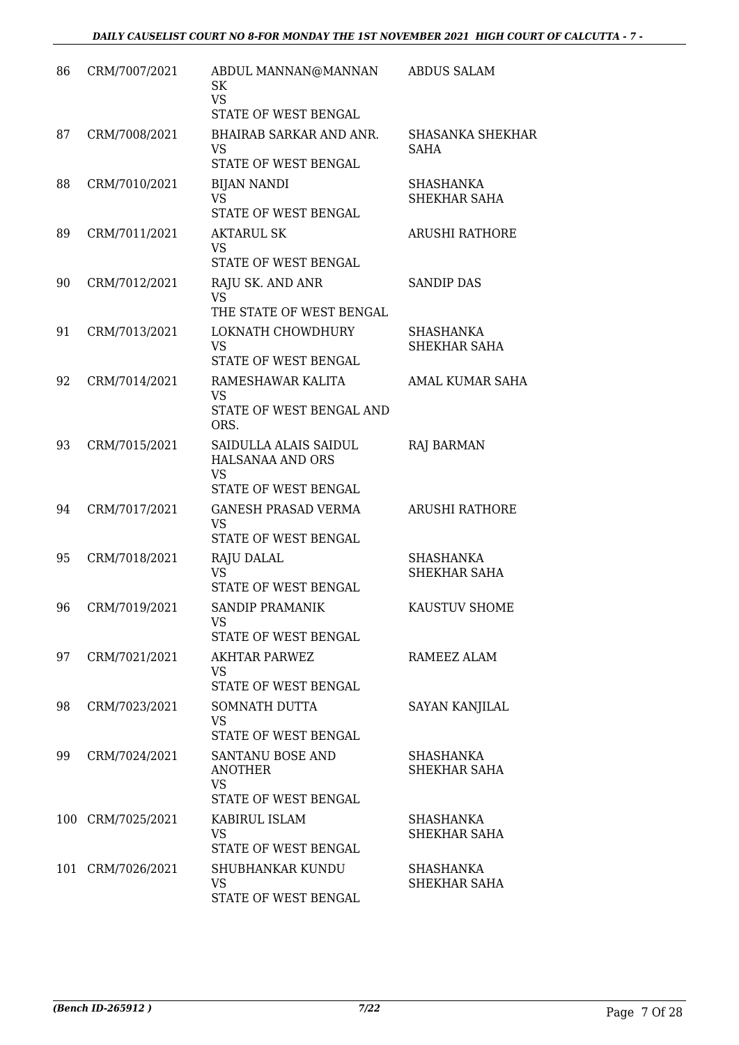| | | | |
|---|---|---|---|
| 86 | CRM/7007/2021 | ABDUL MANNAN@MANNAN SK<br>VS<br>STATE OF WEST BENGAL | ABDUS SALAM |
| 87 | CRM/7008/2021 | BHAIRAB SARKAR AND ANR.<br>VS<br>STATE OF WEST BENGAL | SHASANKA SHEKHAR SAHA |
| 88 | CRM/7010/2021 | BIJAN NANDI<br>VS<br>STATE OF WEST BENGAL | SHASHANKA SHEKHAR SAHA |
| 89 | CRM/7011/2021 | AKTARUL SK<br>VS<br>STATE OF WEST BENGAL | ARUSHI RATHORE |
| 90 | CRM/7012/2021 | RAJU SK. AND ANR<br>VS<br>THE STATE OF WEST BENGAL | SANDIP DAS |
| 91 | CRM/7013/2021 | LOKNATH CHOWDHURY<br>VS<br>STATE OF WEST BENGAL | SHASHANKA SHEKHAR SAHA |
| 92 | CRM/7014/2021 | RAMESHAWAR KALITA<br>VS<br>STATE OF WEST BENGAL AND ORS. | AMAL KUMAR SAHA |
| 93 | CRM/7015/2021 | SAIDULLA ALAIS SAIDUL HALSANAA AND ORS<br>VS<br>STATE OF WEST BENGAL | RAJ BARMAN |
| 94 | CRM/7017/2021 | GANESH PRASAD VERMA<br>VS<br>STATE OF WEST BENGAL | ARUSHI RATHORE |
| 95 | CRM/7018/2021 | RAJU DALAL<br>VS<br>STATE OF WEST BENGAL | SHASHANKA SHEKHAR SAHA |
| 96 | CRM/7019/2021 | SANDIP PRAMANIK<br>VS<br>STATE OF WEST BENGAL | KAUSTUV SHOME |
| 97 | CRM/7021/2021 | AKHTAR PARWEZ<br>VS<br>STATE OF WEST BENGAL | RAMEEZ ALAM |
| 98 | CRM/7023/2021 | SOMNATH DUTTA<br>VS<br>STATE OF WEST BENGAL | SAYAN KANJILAL |
| 99 | CRM/7024/2021 | SANTANU BOSE AND ANOTHER<br>VS<br>STATE OF WEST BENGAL | SHASHANKA SHEKHAR SAHA |
| 100 | CRM/7025/2021 | KABIRUL ISLAM<br>VS<br>STATE OF WEST BENGAL | SHASHANKA SHEKHAR SAHA |
| 101 | CRM/7026/2021 | SHUBHANKAR KUNDU<br>VS<br>STATE OF WEST BENGAL | SHASHANKA SHEKHAR SAHA |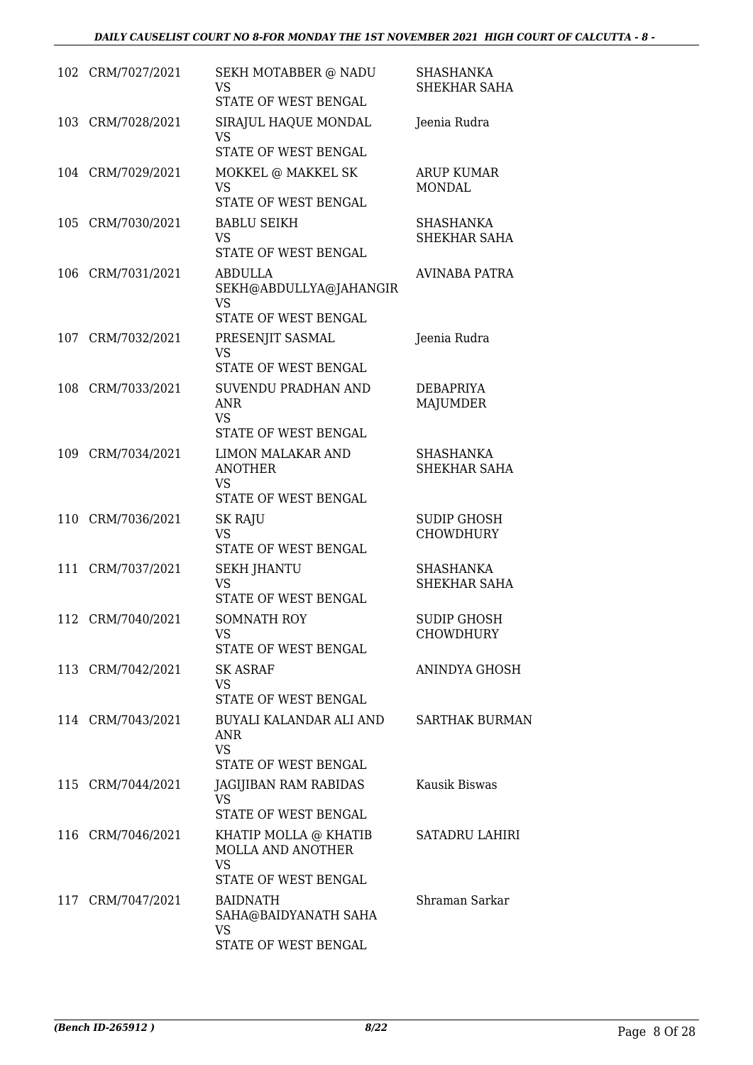| | | | |
|---|---|---|---|
| 102 | CRM/7027/2021 | SEKH MOTABBER @ NADU<br>VS<br>STATE OF WEST BENGAL | SHASHANKA SHEKHAR SAHA |
| 103 | CRM/7028/2021 | SIRAJUL HAQUE MONDAL<br>VS<br>STATE OF WEST BENGAL | Jeenia Rudra |
| 104 | CRM/7029/2021 | MOKKEL @ MAKKEL SK<br>VS<br>STATE OF WEST BENGAL | ARUP KUMAR MONDAL |
| 105 | CRM/7030/2021 | BABLU SEIKH<br>VS<br>STATE OF WEST BENGAL | SHASHANKA SHEKHAR SAHA |
| 106 | CRM/7031/2021 | ABDULLA SEKH@ABDULLYA@JAHANGIR<br>VS<br>STATE OF WEST BENGAL | AVINABA PATRA |
| 107 | CRM/7032/2021 | PRESENJIT SASMAL<br>VS<br>STATE OF WEST BENGAL | Jeenia Rudra |
| 108 | CRM/7033/2021 | SUVENDU PRADHAN AND ANR<br>VS<br>STATE OF WEST BENGAL | DEBAPRIYA MAJUMDER |
| 109 | CRM/7034/2021 | LIMON MALAKAR AND ANOTHER<br>VS<br>STATE OF WEST BENGAL | SHASHANKA SHEKHAR SAHA |
| 110 | CRM/7036/2021 | SK RAJU<br>VS<br>STATE OF WEST BENGAL | SUDIP GHOSH CHOWDHURY |
| 111 | CRM/7037/2021 | SEKH JHANTU<br>VS<br>STATE OF WEST BENGAL | SHASHANKA SHEKHAR SAHA |
| 112 | CRM/7040/2021 | SOMNATH ROY<br>VS<br>STATE OF WEST BENGAL | SUDIP GHOSH CHOWDHURY |
| 113 | CRM/7042/2021 | SK ASRAF<br>VS<br>STATE OF WEST BENGAL | ANINDYA GHOSH |
| 114 | CRM/7043/2021 | BUYALI KALANDAR ALI AND ANR<br>VS<br>STATE OF WEST BENGAL | SARTHAK BURMAN |
| 115 | CRM/7044/2021 | JAGIJIBAN RAM RABIDAS<br>VS<br>STATE OF WEST BENGAL | Kausik Biswas |
| 116 | CRM/7046/2021 | KHATIP MOLLA @ KHATIB MOLLA AND ANOTHER<br>VS<br>STATE OF WEST BENGAL | SATADRU LAHIRI |
| 117 | CRM/7047/2021 | BAIDNATH SAHA@BAIDYANATH SAHA<br>VS<br>STATE OF WEST BENGAL | Shraman Sarkar |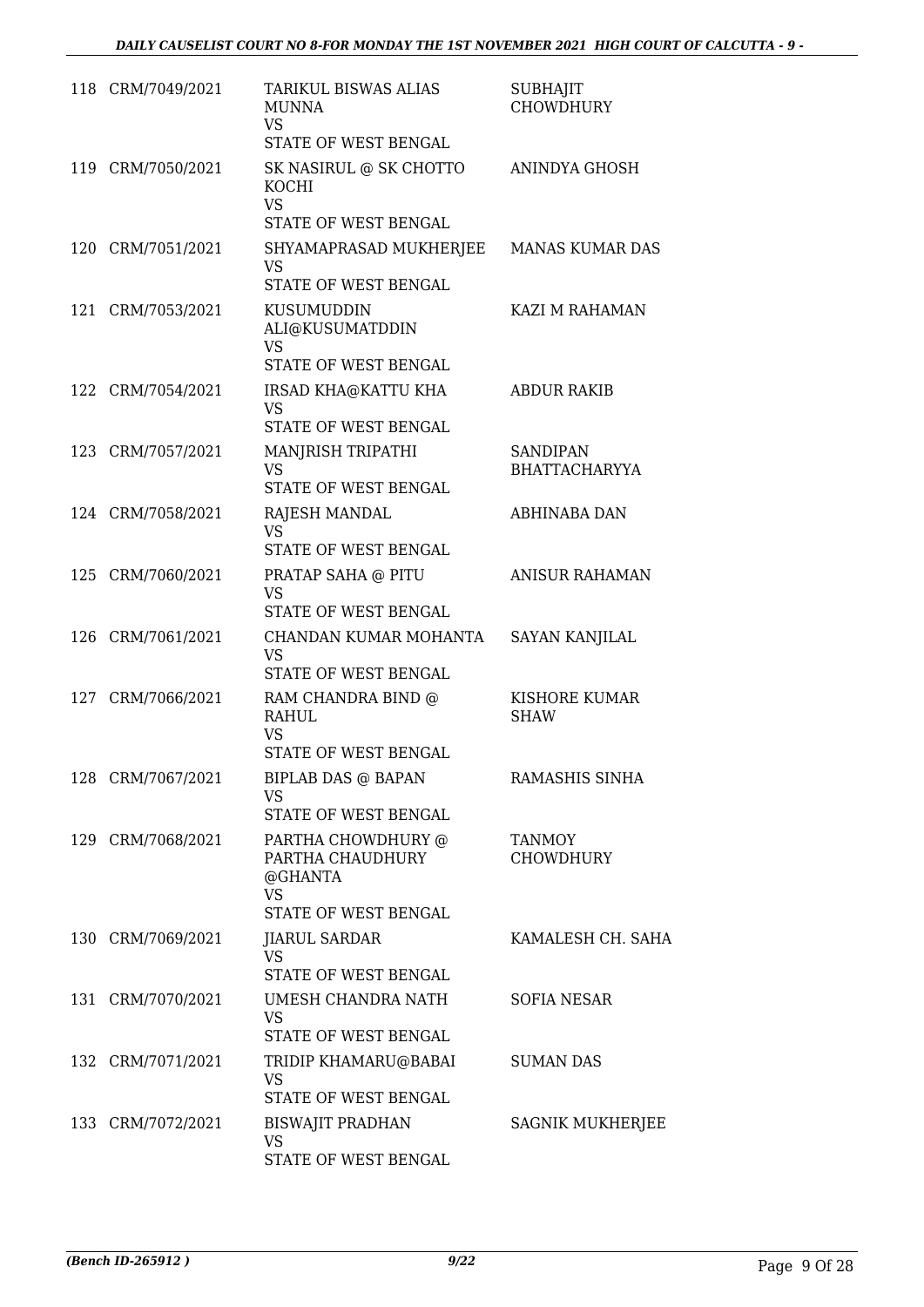| | | | |
|---|---|---|---|
| 118 | CRM/7049/2021 | TARIKUL BISWAS ALIAS MUNNA<br>VS<br>STATE OF WEST BENGAL | SUBHAJIT CHOWDHURY |
| 119 | CRM/7050/2021 | SK NASIRUL @ SK CHOTTO KOCHI<br>VS<br>STATE OF WEST BENGAL | ANINDYA GHOSH |
| 120 | CRM/7051/2021 | SHYAMAPRASAD MUKHERJEE<br>VS<br>STATE OF WEST BENGAL | MANAS KUMAR DAS |
| 121 | CRM/7053/2021 | KUSUMUDDIN ALI@KUSUMATDDIN<br>VS<br>STATE OF WEST BENGAL | KAZI M RAHAMAN |
| 122 | CRM/7054/2021 | IRSAD KHA@KATTU KHA<br>VS<br>STATE OF WEST BENGAL | ABDUR RAKIB |
| 123 | CRM/7057/2021 | MANJRISH TRIPATHI<br>VS<br>STATE OF WEST BENGAL | SANDIPAN BHATTACHARYYA |
| 124 | CRM/7058/2021 | RAJESH MANDAL<br>VS<br>STATE OF WEST BENGAL | ABHINABA DAN |
| 125 | CRM/7060/2021 | PRATAP SAHA @ PITU<br>VS<br>STATE OF WEST BENGAL | ANISUR RAHAMAN |
| 126 | CRM/7061/2021 | CHANDAN KUMAR MOHANTA<br>VS<br>STATE OF WEST BENGAL | SAYAN KANJILAL |
| 127 | CRM/7066/2021 | RAM CHANDRA BIND @ RAHUL<br>VS<br>STATE OF WEST BENGAL | KISHORE KUMAR SHAW |
| 128 | CRM/7067/2021 | BIPLAB DAS @ BAPAN<br>VS<br>STATE OF WEST BENGAL | RAMASHIS SINHA |
| 129 | CRM/7068/2021 | PARTHA CHOWDHURY @ PARTHA CHAUDHURY @GHANTA<br>VS<br>STATE OF WEST BENGAL | TANMOY CHOWDHURY |
| 130 | CRM/7069/2021 | JIARUL SARDAR<br>VS<br>STATE OF WEST BENGAL | KAMALESH CH. SAHA |
| 131 | CRM/7070/2021 | UMESH CHANDRA NATH<br>VS<br>STATE OF WEST BENGAL | SOFIA NESAR |
| 132 | CRM/7071/2021 | TRIDIP KHAMARU@BABAI<br>VS<br>STATE OF WEST BENGAL | SUMAN DAS |
| 133 | CRM/7072/2021 | BISWAJIT PRADHAN<br>VS<br>STATE OF WEST BENGAL | SAGNIK MUKHERJEE |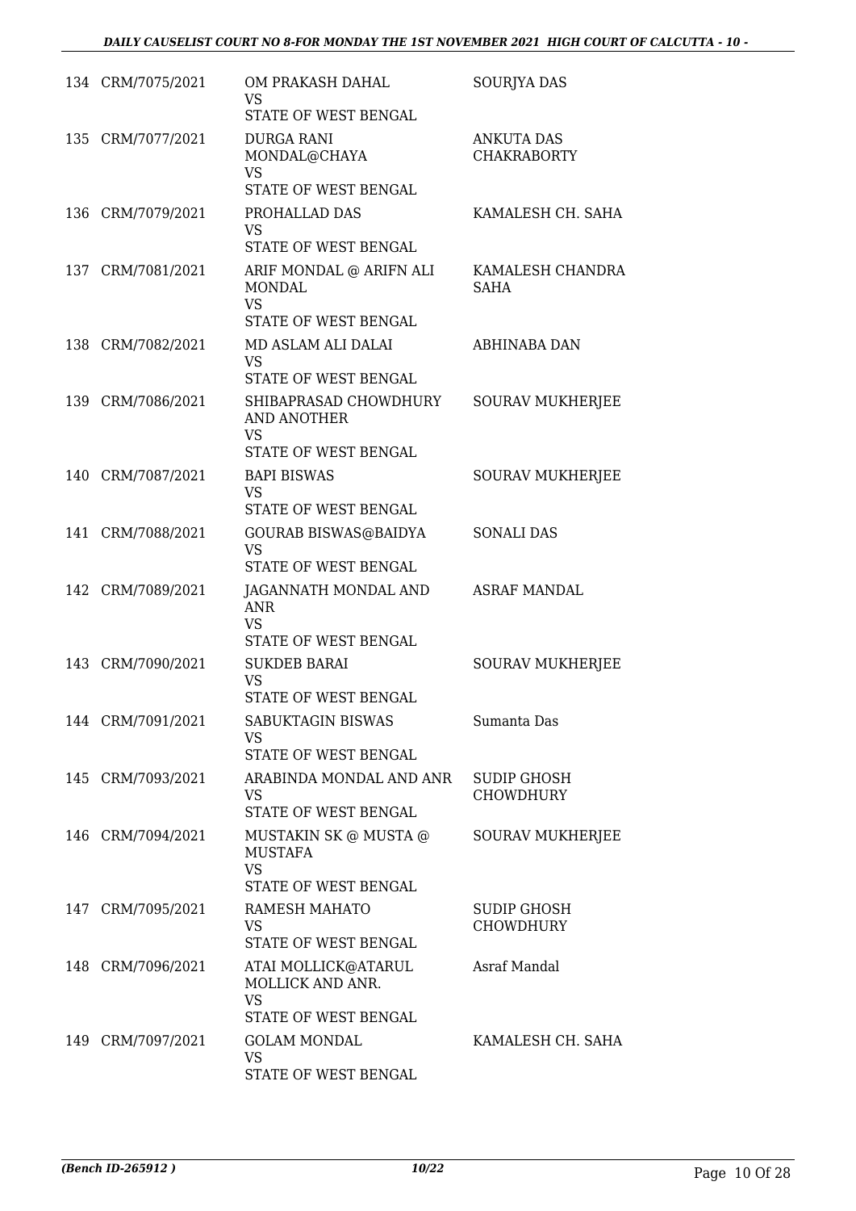| | | | |
|---|---|---|---|
| 134 | CRM/7075/2021 | OM PRAKASH DAHAL<br>VS<br>STATE OF WEST BENGAL | SOURJYA DAS |
| 135 | CRM/7077/2021 | DURGA RANI MONDAL@CHAYA<br>VS<br>STATE OF WEST BENGAL | ANKUTA DAS CHAKRABORTY |
| 136 | CRM/7079/2021 | PROHALLAD DAS<br>VS<br>STATE OF WEST BENGAL | KAMALESH CH. SAHA |
| 137 | CRM/7081/2021 | ARIF MONDAL @ ARIFN ALI MONDAL<br>VS<br>STATE OF WEST BENGAL | KAMALESH CHANDRA SAHA |
| 138 | CRM/7082/2021 | MD ASLAM ALI DALAI<br>VS<br>STATE OF WEST BENGAL | ABHINABA DAN |
| 139 | CRM/7086/2021 | SHIBAPRASAD CHOWDHURY AND ANOTHER<br>VS<br>STATE OF WEST BENGAL | SOURAV MUKHERJEE |
| 140 | CRM/7087/2021 | BAPI BISWAS<br>VS<br>STATE OF WEST BENGAL | SOURAV MUKHERJEE |
| 141 | CRM/7088/2021 | GOURAB BISWAS@BAIDYA<br>VS<br>STATE OF WEST BENGAL | SONALI DAS |
| 142 | CRM/7089/2021 | JAGANNATH MONDAL AND ANR<br>VS<br>STATE OF WEST BENGAL | ASRAF MANDAL |
| 143 | CRM/7090/2021 | SUKDEB BARAI<br>VS<br>STATE OF WEST BENGAL | SOURAV MUKHERJEE |
| 144 | CRM/7091/2021 | SABUKTAGIN BISWAS<br>VS<br>STATE OF WEST BENGAL | Sumanta Das |
| 145 | CRM/7093/2021 | ARABINDA MONDAL AND ANR<br>VS<br>STATE OF WEST BENGAL | SUDIP GHOSH CHOWDHURY |
| 146 | CRM/7094/2021 | MUSTAKIN SK @ MUSTA @ MUSTAFA<br>VS<br>STATE OF WEST BENGAL | SOURAV MUKHERJEE |
| 147 | CRM/7095/2021 | RAMESH MAHATO<br>VS<br>STATE OF WEST BENGAL | SUDIP GHOSH CHOWDHURY |
| 148 | CRM/7096/2021 | ATAI MOLLICK@ATARUL MOLLICK AND ANR.<br>VS<br>STATE OF WEST BENGAL | Asraf Mandal |
| 149 | CRM/7097/2021 | GOLAM MONDAL<br>VS<br>STATE OF WEST BENGAL | KAMALESH CH. SAHA |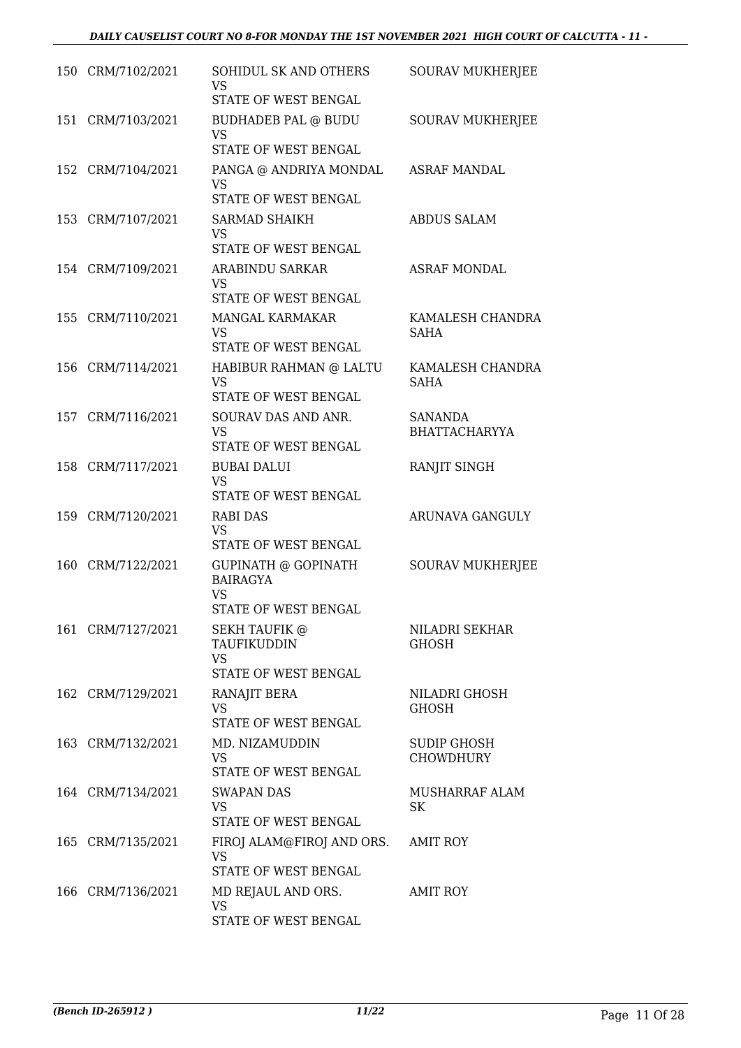| | | | |
|---|---|---|---|
| 150 | CRM/7102/2021 | SOHIDUL SK AND OTHERS<br>VS<br>STATE OF WEST BENGAL | SOURAV MUKHERJEE |
| 151 | CRM/7103/2021 | BUDHADEB PAL @ BUDU<br>VS<br>STATE OF WEST BENGAL | SOURAV MUKHERJEE |
| 152 | CRM/7104/2021 | PANGA @ ANDRIYA MONDAL<br>VS<br>STATE OF WEST BENGAL | ASRAF MANDAL |
| 153 | CRM/7107/2021 | SARMAD SHAIKH<br>VS<br>STATE OF WEST BENGAL | ABDUS SALAM |
| 154 | CRM/7109/2021 | ARABINDU SARKAR<br>VS<br>STATE OF WEST BENGAL | ASRAF MONDAL |
| 155 | CRM/7110/2021 | MANGAL KARMAKAR<br>VS<br>STATE OF WEST BENGAL | KAMALESH CHANDRA SAHA |
| 156 | CRM/7114/2021 | HABIBUR RAHMAN @ LALTU<br>VS<br>STATE OF WEST BENGAL | KAMALESH CHANDRA SAHA |
| 157 | CRM/7116/2021 | SOURAV DAS AND ANR.<br>VS<br>STATE OF WEST BENGAL | SANANDA BHATTACHARYYA |
| 158 | CRM/7117/2021 | BUBAI DALUI<br>VS<br>STATE OF WEST BENGAL | RANJIT SINGH |
| 159 | CRM/7120/2021 | RABI DAS<br>VS<br>STATE OF WEST BENGAL | ARUNAVA GANGULY |
| 160 | CRM/7122/2021 | GUPINATH @ GOPINATH BAIRAGYA<br>VS<br>STATE OF WEST BENGAL | SOURAV MUKHERJEE |
| 161 | CRM/7127/2021 | SEKH TAUFIK @ TAUFIKUDDIN<br>VS<br>STATE OF WEST BENGAL | NILADRI SEKHAR GHOSH |
| 162 | CRM/7129/2021 | RANAJIT BERA<br>VS<br>STATE OF WEST BENGAL | NILADRI GHOSH GHOSH |
| 163 | CRM/7132/2021 | MD. NIZAMUDDIN<br>VS<br>STATE OF WEST BENGAL | SUDIP GHOSH CHOWDHURY |
| 164 | CRM/7134/2021 | SWAPAN DAS<br>VS<br>STATE OF WEST BENGAL | MUSHARRAF ALAM SK |
| 165 | CRM/7135/2021 | FIROJ ALAM@FIROJ AND ORS.<br>VS<br>STATE OF WEST BENGAL | AMIT ROY |
| 166 | CRM/7136/2021 | MD REJAUL AND ORS.<br>VS<br>STATE OF WEST BENGAL | AMIT ROY |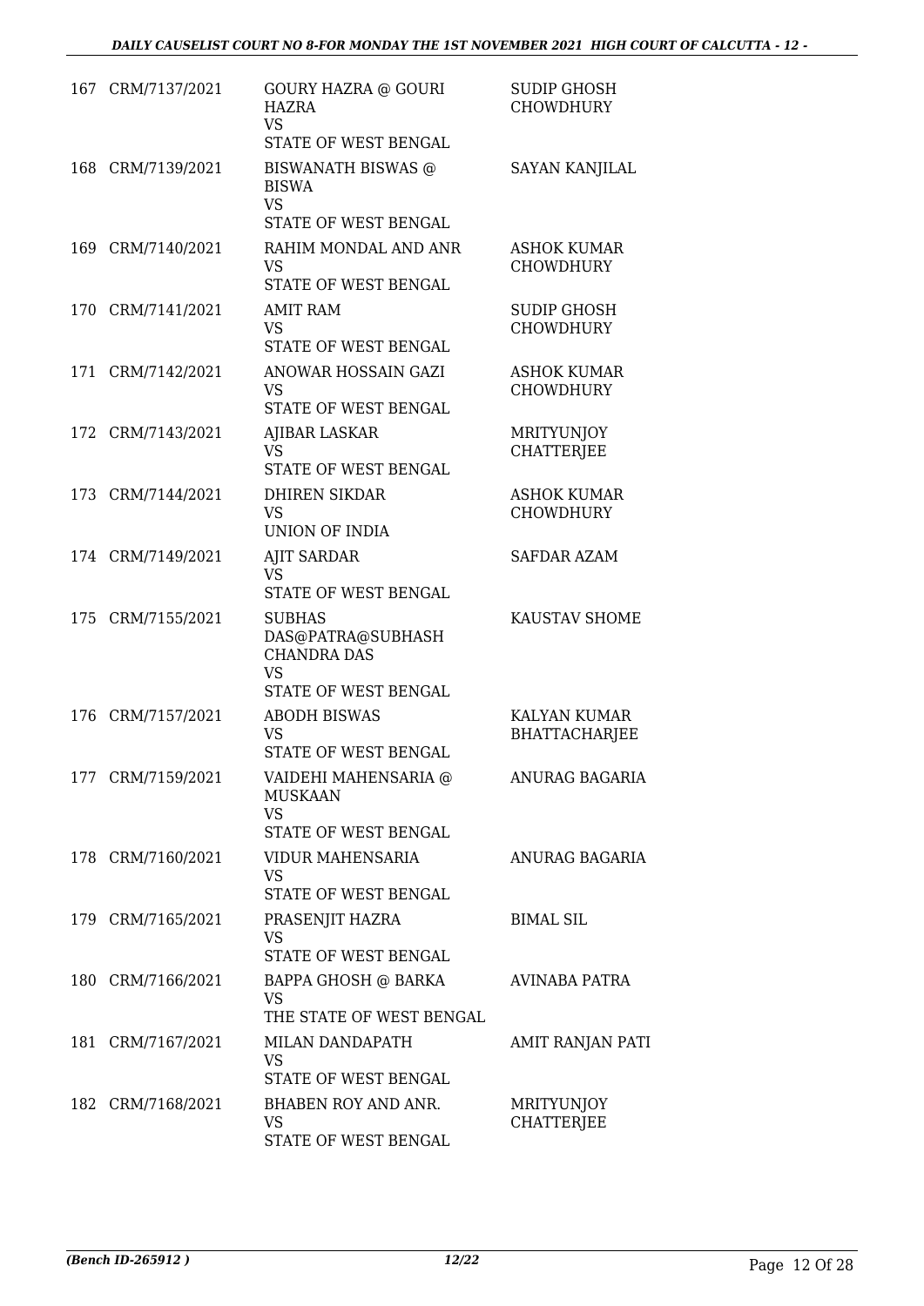| | | | |
|---|---|---|---|
| 167 | CRM/7137/2021 | GOURY HAZRA @ GOURI HAZRA<br>VS<br>STATE OF WEST BENGAL | SUDIP GHOSH CHOWDHURY |
| 168 | CRM/7139/2021 | BISWANATH BISWAS @ BISWA<br>VS<br>STATE OF WEST BENGAL | SAYAN KANJILAL |
| 169 | CRM/7140/2021 | RAHIM MONDAL AND ANR<br>VS<br>STATE OF WEST BENGAL | ASHOK KUMAR CHOWDHURY |
| 170 | CRM/7141/2021 | AMIT RAM<br>VS<br>STATE OF WEST BENGAL | SUDIP GHOSH CHOWDHURY |
| 171 | CRM/7142/2021 | ANOWAR HOSSAIN GAZI<br>VS<br>STATE OF WEST BENGAL | ASHOK KUMAR CHOWDHURY |
| 172 | CRM/7143/2021 | AJIBAR LASKAR<br>VS<br>STATE OF WEST BENGAL | MRITYUNJOY CHATTERJEE |
| 173 | CRM/7144/2021 | DHIREN SIKDAR<br>VS<br>UNION OF INDIA | ASHOK KUMAR CHOWDHURY |
| 174 | CRM/7149/2021 | AJIT SARDAR<br>VS<br>STATE OF WEST BENGAL | SAFDAR AZAM |
| 175 | CRM/7155/2021 | SUBHAS DAS@PATRA@SUBHASH CHANDRA DAS<br>VS<br>STATE OF WEST BENGAL | KAUSTAV SHOME |
| 176 | CRM/7157/2021 | ABODH BISWAS<br>VS<br>STATE OF WEST BENGAL | KALYAN KUMAR BHATTACHARJEE |
| 177 | CRM/7159/2021 | VAIDEHI MAHENSARIA @ MUSKAAN<br>VS<br>STATE OF WEST BENGAL | ANURAG BAGARIA |
| 178 | CRM/7160/2021 | VIDUR MAHENSARIA<br>VS<br>STATE OF WEST BENGAL | ANURAG BAGARIA |
| 179 | CRM/7165/2021 | PRASENJIT HAZRA<br>VS<br>STATE OF WEST BENGAL | BIMAL SIL |
| 180 | CRM/7166/2021 | BAPPA GHOSH @ BARKA<br>VS<br>THE STATE OF WEST BENGAL | AVINABA PATRA |
| 181 | CRM/7167/2021 | MILAN DANDAPATH<br>VS<br>STATE OF WEST BENGAL | AMIT RANJAN PATI |
| 182 | CRM/7168/2021 | BHABEN ROY AND ANR.<br>VS<br>STATE OF WEST BENGAL | MRITYUNJOY CHATTERJEE |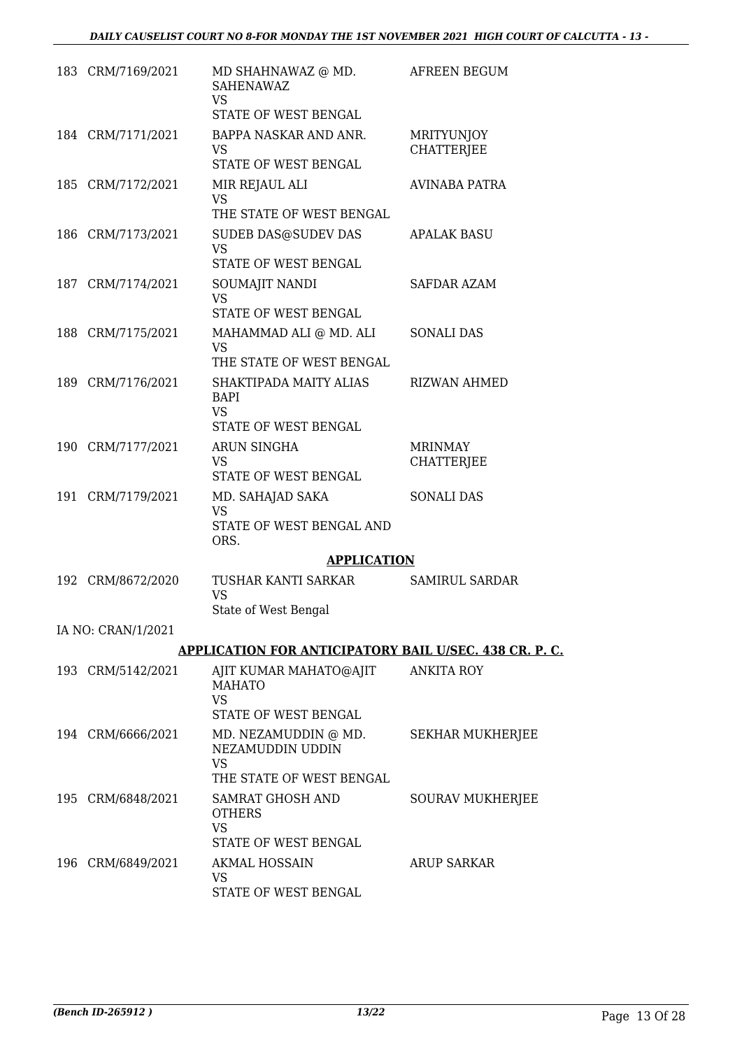| | | | |
|---|---|---|---|
| 183 | CRM/7169/2021 | MD SHAHNAWAZ @ MD. SAHENAWAZ<br>VS<br>STATE OF WEST BENGAL | AFREEN BEGUM |
| 184 | CRM/7171/2021 | BAPPA NASKAR AND ANR.<br>VS<br>STATE OF WEST BENGAL | MRITYUNJOY CHATTERJEE |
| 185 | CRM/7172/2021 | MIR REJAUL ALI<br>VS<br>THE STATE OF WEST BENGAL | AVINABA PATRA |
| 186 | CRM/7173/2021 | SUDEB DAS@SUDEV DAS<br>VS<br>STATE OF WEST BENGAL | APALAK BASU |
| 187 | CRM/7174/2021 | SOUMAJIT NANDI<br>VS<br>STATE OF WEST BENGAL | SAFDAR AZAM |
| 188 | CRM/7175/2021 | MAHAMMAD ALI @ MD. ALI<br>VS<br>THE STATE OF WEST BENGAL | SONALI DAS |
| 189 | CRM/7176/2021 | SHAKTIPADA MAITY ALIAS BAPI<br>VS<br>STATE OF WEST BENGAL | RIZWAN AHMED |
| 190 | CRM/7177/2021 | ARUN SINGHA<br>VS<br>STATE OF WEST BENGAL | MRINMAY CHATTERJEE |
| 191 | CRM/7179/2021 | MD. SAHAJAD SAKA<br>VS<br>STATE OF WEST BENGAL AND ORS. | SONALI DAS |

## APPLICATION

| | | | |
|---|---|---|---|
| 192 | CRM/8672/2020 | TUSHAR KANTI SARKAR<br>VS<br>State of West Bengal | SAMIRUL SARDAR |

IA NO: CRAN/1/2021

## APPLICATION FOR ANTICIPATORY BAIL U/SEC. 438 CR. P. C.

| | | | |
|---|---|---|---|
| 193 | CRM/5142/2021 | AJIT KUMAR MAHATO@AJIT MAHATO<br>VS<br>STATE OF WEST BENGAL | ANKITA ROY |
| 194 | CRM/6666/2021 | MD. NEZAMUDDIN @ MD. NEZAMUDDIN UDDIN<br>VS<br>THE STATE OF WEST BENGAL | SEKHAR MUKHERJEE |
| 195 | CRM/6848/2021 | SAMRAT GHOSH AND OTHERS<br>VS<br>STATE OF WEST BENGAL | SOURAV MUKHERJEE |
| 196 | CRM/6849/2021 | AKMAL HOSSAIN<br>VS<br>STATE OF WEST BENGAL | ARUP SARKAR |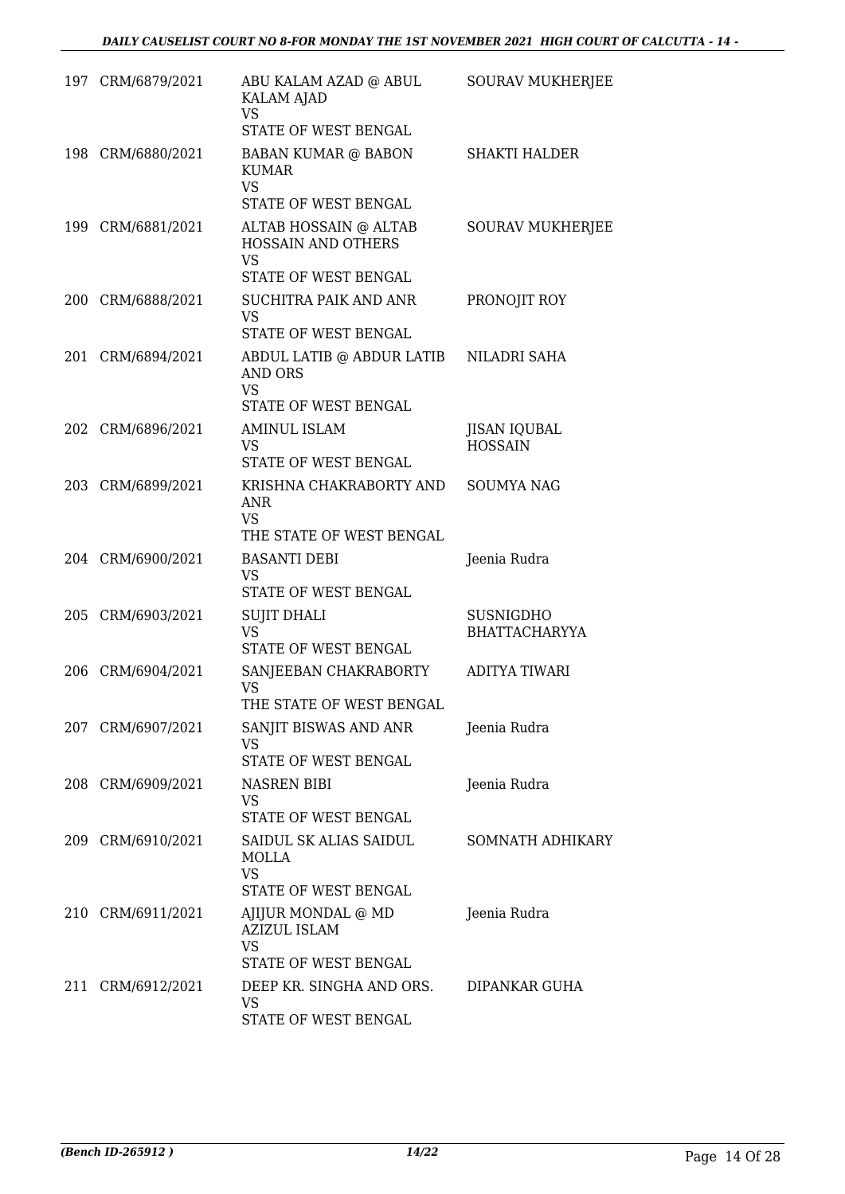| | | | |
|---|---|---|---|
| 197 | CRM/6879/2021 | ABU KALAM AZAD @ ABUL KALAM AJAD<br>VS<br>STATE OF WEST BENGAL | SOURAV MUKHERJEE |
| 198 | CRM/6880/2021 | BABAN KUMAR @ BABON KUMAR<br>VS<br>STATE OF WEST BENGAL | SHAKTI HALDER |
| 199 | CRM/6881/2021 | ALTAB HOSSAIN @ ALTAB HOSSAIN AND OTHERS<br>VS<br>STATE OF WEST BENGAL | SOURAV MUKHERJEE |
| 200 | CRM/6888/2021 | SUCHITRA PAIK AND ANR<br>VS<br>STATE OF WEST BENGAL | PRONOJIT ROY |
| 201 | CRM/6894/2021 | ABDUL LATIB @ ABDUR LATIB AND ORS<br>VS<br>STATE OF WEST BENGAL | NILADRI SAHA |
| 202 | CRM/6896/2021 | AMINUL ISLAM<br>VS<br>STATE OF WEST BENGAL | JISAN IQUBAL HOSSAIN |
| 203 | CRM/6899/2021 | KRISHNA CHAKRABORTY AND ANR<br>VS<br>THE STATE OF WEST BENGAL | SOUMYA NAG |
| 204 | CRM/6900/2021 | BASANTI DEBI<br>VS<br>STATE OF WEST BENGAL | Jeenia Rudra |
| 205 | CRM/6903/2021 | SUJIT DHALI<br>VS<br>STATE OF WEST BENGAL | SUSNIGDHO BHATTACHARYYA |
| 206 | CRM/6904/2021 | SANJEEBAN CHAKRABORTY<br>VS<br>THE STATE OF WEST BENGAL | ADITYA TIWARI |
| 207 | CRM/6907/2021 | SANJIT BISWAS AND ANR<br>VS<br>STATE OF WEST BENGAL | Jeenia Rudra |
| 208 | CRM/6909/2021 | NASREN BIBI<br>VS<br>STATE OF WEST BENGAL | Jeenia Rudra |
| 209 | CRM/6910/2021 | SAIDUL SK ALIAS SAIDUL MOLLA<br>VS<br>STATE OF WEST BENGAL | SOMNATH ADHIKARY |
| 210 | CRM/6911/2021 | AJIJUR MONDAL @ MD AZIZUL ISLAM<br>VS<br>STATE OF WEST BENGAL | Jeenia Rudra |
| 211 | CRM/6912/2021 | DEEP KR. SINGHA AND ORS.<br>VS<br>STATE OF WEST BENGAL | DIPANKAR GUHA |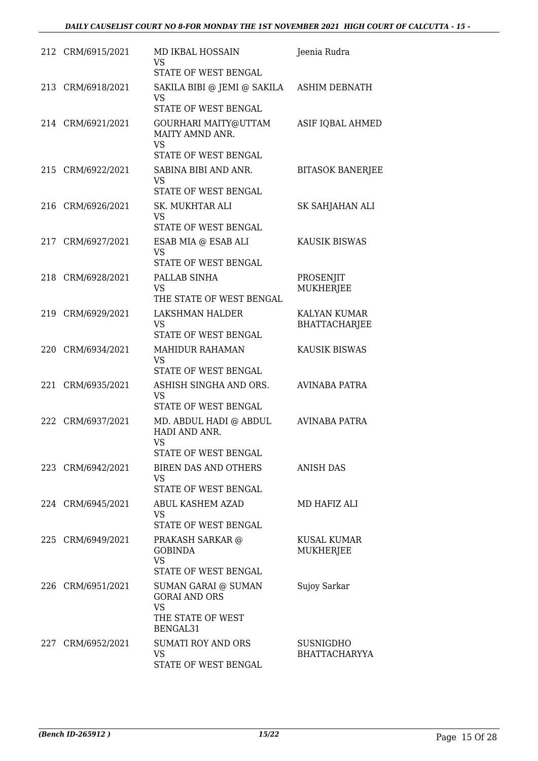| | | | |
|---|---|---|---|
| 212 | CRM/6915/2021 | MD IKBAL HOSSAIN<br>VS<br>STATE OF WEST BENGAL | Jeenia Rudra |
| 213 | CRM/6918/2021 | SAKILA BIBI @ JEMI @ SAKILA<br>VS<br>STATE OF WEST BENGAL | ASHIM DEBNATH |
| 214 | CRM/6921/2021 | GOURHARI MAITY@UTTAM MAITY AMND ANR.<br>VS<br>STATE OF WEST BENGAL | ASIF IQBAL AHMED |
| 215 | CRM/6922/2021 | SABINA BIBI AND ANR.<br>VS<br>STATE OF WEST BENGAL | BITASOK BANERJEE |
| 216 | CRM/6926/2021 | SK. MUKHTAR ALI<br>VS<br>STATE OF WEST BENGAL | SK SAHJAHAN ALI |
| 217 | CRM/6927/2021 | ESAB MIA @ ESAB ALI<br>VS<br>STATE OF WEST BENGAL | KAUSIK BISWAS |
| 218 | CRM/6928/2021 | PALLAB SINHA<br>VS<br>THE STATE OF WEST BENGAL | PROSENJIT MUKHERJEE |
| 219 | CRM/6929/2021 | LAKSHMAN HALDER<br>VS<br>STATE OF WEST BENGAL | KALYAN KUMAR BHATTACHARJEE |
| 220 | CRM/6934/2021 | MAHIDUR RAHAMAN<br>VS<br>STATE OF WEST BENGAL | KAUSIK BISWAS |
| 221 | CRM/6935/2021 | ASHISH SINGHA AND ORS.<br>VS<br>STATE OF WEST BENGAL | AVINABA PATRA |
| 222 | CRM/6937/2021 | MD. ABDUL HADI @ ABDUL HADI AND ANR.<br>VS<br>STATE OF WEST BENGAL | AVINABA PATRA |
| 223 | CRM/6942/2021 | BIREN DAS AND OTHERS<br>VS<br>STATE OF WEST BENGAL | ANISH DAS |
| 224 | CRM/6945/2021 | ABUL KASHEM AZAD<br>VS<br>STATE OF WEST BENGAL | MD HAFIZ ALI |
| 225 | CRM/6949/2021 | PRAKASH SARKAR @ GOBINDA<br>VS<br>STATE OF WEST BENGAL | KUSAL KUMAR MUKHERJEE |
| 226 | CRM/6951/2021 | SUMAN GARAI @ SUMAN GORAI AND ORS<br>VS<br>THE STATE OF WEST BENGAL31 | Sujoy Sarkar |
| 227 | CRM/6952/2021 | SUMATI ROY AND ORS<br>VS<br>STATE OF WEST BENGAL | SUSNIGDHO BHATTACHARYYA |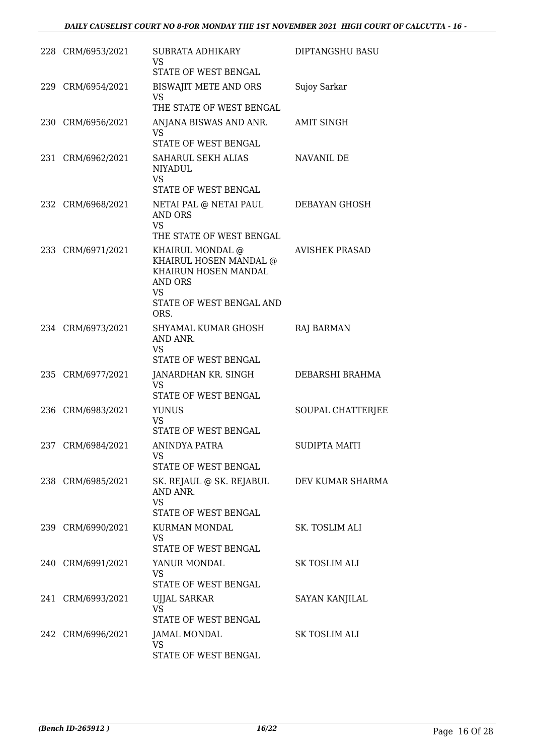| | | | |
|---|---|---|---|
| 228 | CRM/6953/2021 | SUBRATA ADHIKARY<br>VS<br>STATE OF WEST BENGAL | DIPTANGSHU BASU |
| 229 | CRM/6954/2021 | BISWAJIT METE AND ORS<br>VS<br>THE STATE OF WEST BENGAL | Sujoy Sarkar |
| 230 | CRM/6956/2021 | ANJANA BISWAS AND ANR.<br>VS<br>STATE OF WEST BENGAL | AMIT SINGH |
| 231 | CRM/6962/2021 | SAHARUL SEKH ALIAS NIYADUL<br>VS<br>STATE OF WEST BENGAL | NAVANIL DE |
| 232 | CRM/6968/2021 | NETAI PAL @ NETAI PAUL AND ORS<br>VS<br>THE STATE OF WEST BENGAL | DEBAYAN GHOSH |
| 233 | CRM/6971/2021 | KHAIRUL MONDAL @ KHAIRUL HOSEN MANDAL @ KHAIRUN HOSEN MANDAL AND ORS<br>VS<br>STATE OF WEST BENGAL AND ORS. | AVISHEK PRASAD |
| 234 | CRM/6973/2021 | SHYAMAL KUMAR GHOSH AND ANR.<br>VS<br>STATE OF WEST BENGAL | RAJ BARMAN |
| 235 | CRM/6977/2021 | JANARDHAN KR. SINGH<br>VS<br>STATE OF WEST BENGAL | DEBARSHI BRAHMA |
| 236 | CRM/6983/2021 | YUNUS<br>VS<br>STATE OF WEST BENGAL | SOUPAL CHATTERJEE |
| 237 | CRM/6984/2021 | ANINDYA PATRA<br>VS<br>STATE OF WEST BENGAL | SUDIPTA MAITI |
| 238 | CRM/6985/2021 | SK. REJAUL @ SK. REJABUL AND ANR.<br>VS<br>STATE OF WEST BENGAL | DEV KUMAR SHARMA |
| 239 | CRM/6990/2021 | KURMAN MONDAL<br>VS<br>STATE OF WEST BENGAL | SK. TOSLIM ALI |
| 240 | CRM/6991/2021 | YANUR MONDAL<br>VS<br>STATE OF WEST BENGAL | SK TOSLIM ALI |
| 241 | CRM/6993/2021 | UJJAL SARKAR<br>VS<br>STATE OF WEST BENGAL | SAYAN KANJILAL |
| 242 | CRM/6996/2021 | JAMAL MONDAL<br>VS<br>STATE OF WEST BENGAL | SK TOSLIM ALI |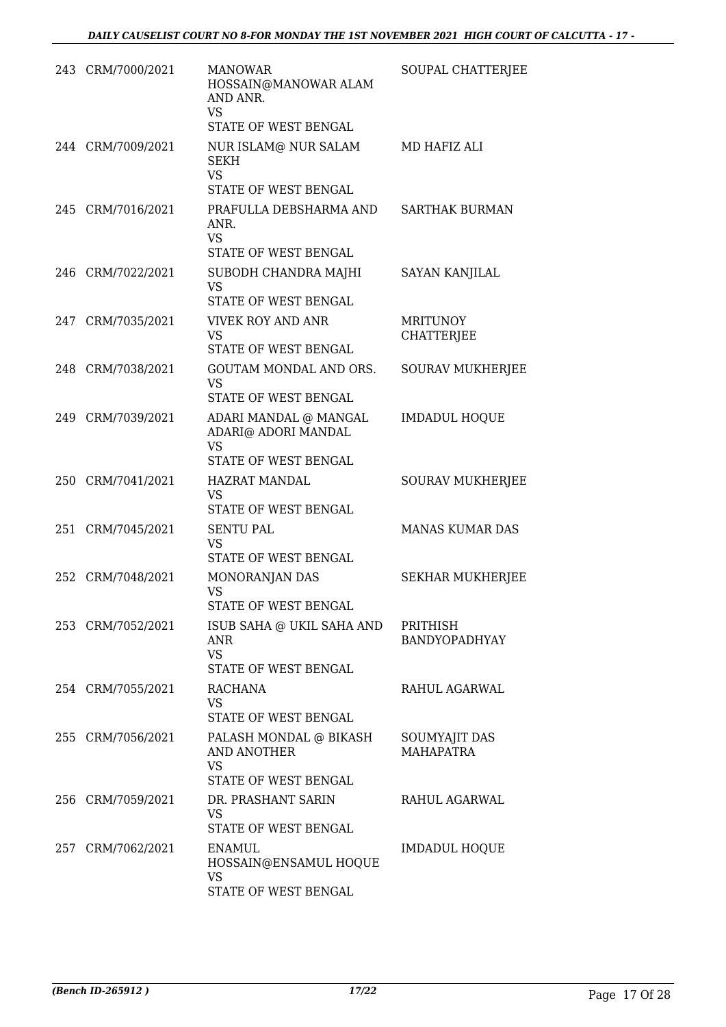| | | | |
|---|---|---|---|
| 243 | CRM/7000/2021 | MANOWAR HOSSAIN@MANOWAR ALAM AND ANR.<br>VS<br>STATE OF WEST BENGAL | SOUPAL CHATTERJEE |
| 244 | CRM/7009/2021 | NUR ISLAM@ NUR SALAM SEKH<br>VS<br>STATE OF WEST BENGAL | MD HAFIZ ALI |
| 245 | CRM/7016/2021 | PRAFULLA DEBSHARMA AND ANR.<br>VS<br>STATE OF WEST BENGAL | SARTHAK BURMAN |
| 246 | CRM/7022/2021 | SUBODH CHANDRA MAJHI<br>VS<br>STATE OF WEST BENGAL | SAYAN KANJILAL |
| 247 | CRM/7035/2021 | VIVEK ROY AND ANR<br>VS<br>STATE OF WEST BENGAL | MRITUNOY CHATTERJEE |
| 248 | CRM/7038/2021 | GOUTAM MONDAL AND ORS.<br>VS<br>STATE OF WEST BENGAL | SOURAV MUKHERJEE |
| 249 | CRM/7039/2021 | ADARI MANDAL @ MANGAL ADARI@ ADORI MANDAL<br>VS<br>STATE OF WEST BENGAL | IMDADUL HOQUE |
| 250 | CRM/7041/2021 | HAZRAT MANDAL<br>VS<br>STATE OF WEST BENGAL | SOURAV MUKHERJEE |
| 251 | CRM/7045/2021 | SENTU PAL<br>VS<br>STATE OF WEST BENGAL | MANAS KUMAR DAS |
| 252 | CRM/7048/2021 | MONORANJAN DAS<br>VS<br>STATE OF WEST BENGAL | SEKHAR MUKHERJEE |
| 253 | CRM/7052/2021 | ISUB SAHA @ UKIL SAHA AND ANR<br>VS<br>STATE OF WEST BENGAL | PRITHISH BANDYOPADHYAY |
| 254 | CRM/7055/2021 | RACHANA<br>VS<br>STATE OF WEST BENGAL | RAHUL AGARWAL |
| 255 | CRM/7056/2021 | PALASH MONDAL @ BIKASH AND ANOTHER<br>VS<br>STATE OF WEST BENGAL | SOUMYAJIT DAS MAHAPATRA |
| 256 | CRM/7059/2021 | DR. PRASHANT SARIN<br>VS<br>STATE OF WEST BENGAL | RAHUL AGARWAL |
| 257 | CRM/7062/2021 | ENAMUL HOSSAIN@ENSAMUL HOQUE<br>VS<br>STATE OF WEST BENGAL | IMDADUL HOQUE |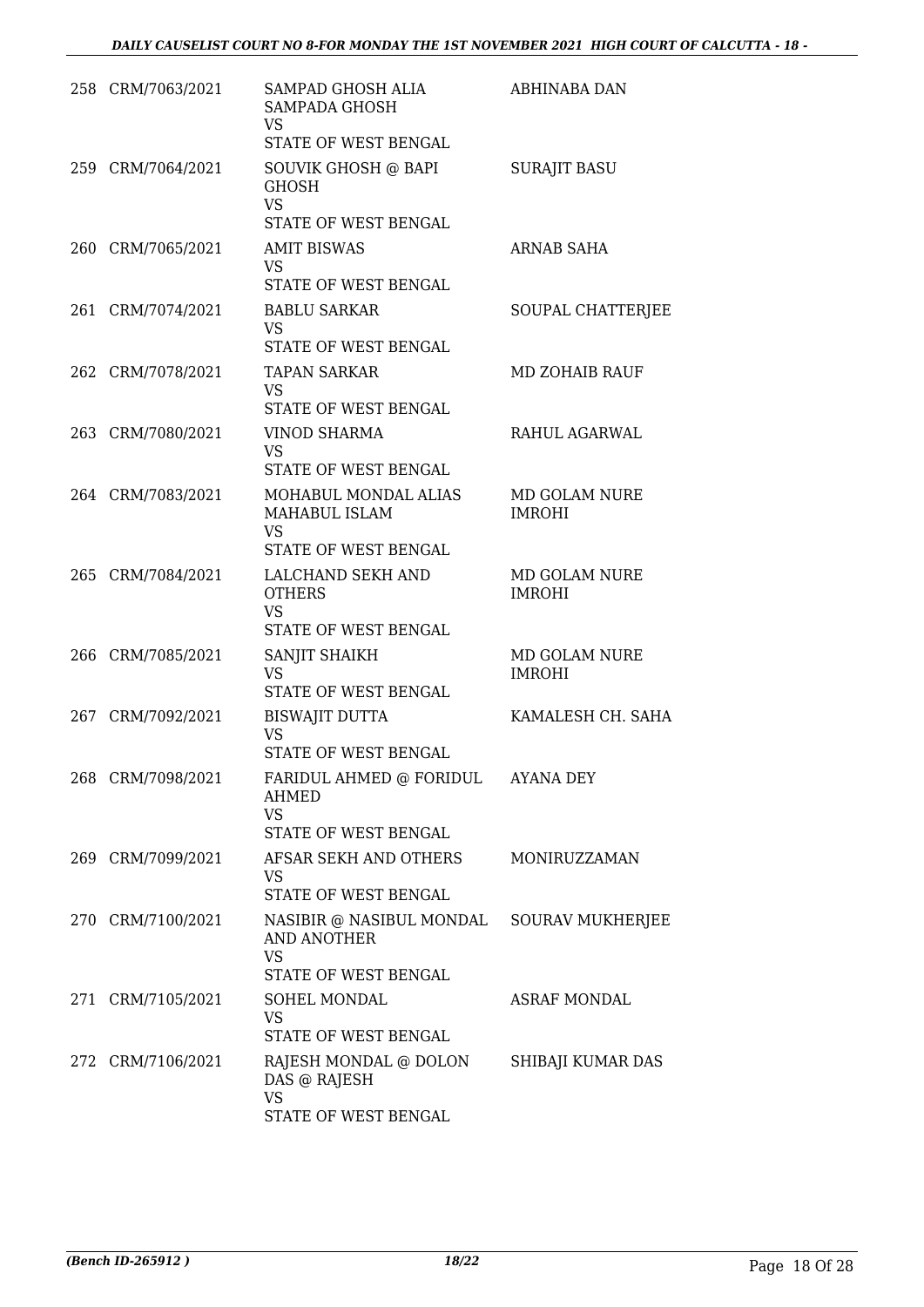| | | | |
|---|---|---|---|
| 258 | CRM/7063/2021 | SAMPAD GHOSH ALIA SAMPADA GHOSH<br>VS<br>STATE OF WEST BENGAL | ABHINABA DAN |
| 259 | CRM/7064/2021 | SOUVIK GHOSH @ BAPI GHOSH<br>VS<br>STATE OF WEST BENGAL | SURAJIT BASU |
| 260 | CRM/7065/2021 | AMIT BISWAS<br>VS<br>STATE OF WEST BENGAL | ARNAB SAHA |
| 261 | CRM/7074/2021 | BABLU SARKAR<br>VS<br>STATE OF WEST BENGAL | SOUPAL CHATTERJEE |
| 262 | CRM/7078/2021 | TAPAN SARKAR<br>VS<br>STATE OF WEST BENGAL | MD ZOHAIB RAUF |
| 263 | CRM/7080/2021 | VINOD SHARMA<br>VS<br>STATE OF WEST BENGAL | RAHUL AGARWAL |
| 264 | CRM/7083/2021 | MOHABUL MONDAL ALIAS MAHABUL ISLAM<br>VS<br>STATE OF WEST BENGAL | MD GOLAM NURE IMROHI |
| 265 | CRM/7084/2021 | LALCHAND SEKH AND OTHERS<br>VS<br>STATE OF WEST BENGAL | MD GOLAM NURE IMROHI |
| 266 | CRM/7085/2021 | SANJIT SHAIKH<br>VS<br>STATE OF WEST BENGAL | MD GOLAM NURE IMROHI |
| 267 | CRM/7092/2021 | BISWAJIT DUTTA<br>VS<br>STATE OF WEST BENGAL | KAMALESH CH. SAHA |
| 268 | CRM/7098/2021 | FARIDUL AHMED @ FORIDUL AHMED<br>VS<br>STATE OF WEST BENGAL | AYANA DEY |
| 269 | CRM/7099/2021 | AFSAR SEKH AND OTHERS<br>VS<br>STATE OF WEST BENGAL | MONIRUZZAMAN |
| 270 | CRM/7100/2021 | NASIBIR @ NASIBUL MONDAL AND ANOTHER<br>VS<br>STATE OF WEST BENGAL | SOURAV MUKHERJEE |
| 271 | CRM/7105/2021 | SOHEL MONDAL<br>VS<br>STATE OF WEST BENGAL | ASRAF MONDAL |
| 272 | CRM/7106/2021 | RAJESH MONDAL @ DOLON DAS @ RAJESH<br>VS<br>STATE OF WEST BENGAL | SHIBAJI KUMAR DAS |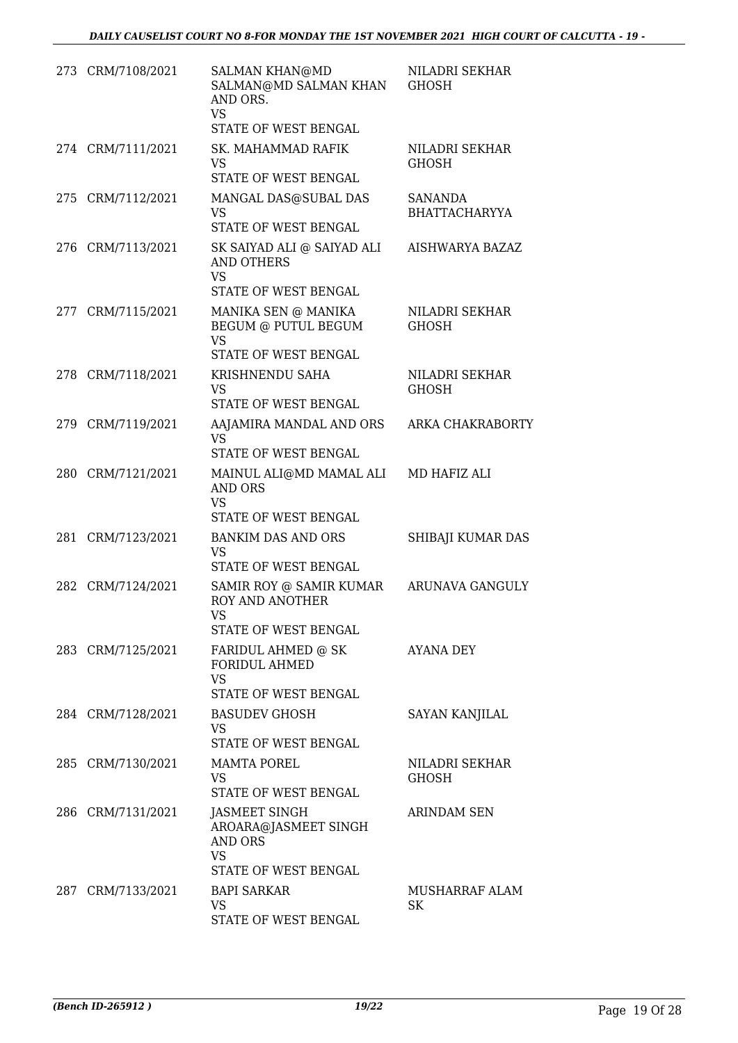| | | | |
|---|---|---|---|
| 273 | CRM/7108/2021 | SALMAN KHAN@MD SALMAN@MD SALMAN KHAN AND ORS.<br>VS<br>STATE OF WEST BENGAL | NILADRI SEKHAR GHOSH |
| 274 | CRM/7111/2021 | SK. MAHAMMAD RAFIK<br>VS<br>STATE OF WEST BENGAL | NILADRI SEKHAR GHOSH |
| 275 | CRM/7112/2021 | MANGAL DAS@SUBAL DAS<br>VS<br>STATE OF WEST BENGAL | SANANDA BHATTACHARYYA |
| 276 | CRM/7113/2021 | SK SAIYAD ALI @ SAIYAD ALI AND OTHERS<br>VS<br>STATE OF WEST BENGAL | AISHWARYA BAZAZ |
| 277 | CRM/7115/2021 | MANIKA SEN @ MANIKA BEGUM @ PUTUL BEGUM<br>VS<br>STATE OF WEST BENGAL | NILADRI SEKHAR GHOSH |
| 278 | CRM/7118/2021 | KRISHNENDU SAHA<br>VS<br>STATE OF WEST BENGAL | NILADRI SEKHAR GHOSH |
| 279 | CRM/7119/2021 | AAJAMIRA MANDAL AND ORS<br>VS<br>STATE OF WEST BENGAL | ARKA CHAKRABORTY |
| 280 | CRM/7121/2021 | MAINUL ALI@MD MAMAL ALI AND ORS<br>VS<br>STATE OF WEST BENGAL | MD HAFIZ ALI |
| 281 | CRM/7123/2021 | BANKIM DAS AND ORS<br>VS<br>STATE OF WEST BENGAL | SHIBAJI KUMAR DAS |
| 282 | CRM/7124/2021 | SAMIR ROY @ SAMIR KUMAR ROY AND ANOTHER<br>VS<br>STATE OF WEST BENGAL | ARUNAVA GANGULY |
| 283 | CRM/7125/2021 | FARIDUL AHMED @ SK FORIDUL AHMED<br>VS<br>STATE OF WEST BENGAL | AYANA DEY |
| 284 | CRM/7128/2021 | BASUDEV GHOSH<br>VS<br>STATE OF WEST BENGAL | SAYAN KANJILAL |
| 285 | CRM/7130/2021 | MAMTA POREL<br>VS<br>STATE OF WEST BENGAL | NILADRI SEKHAR GHOSH |
| 286 | CRM/7131/2021 | JASMEET SINGH AROARA@JASMEET SINGH AND ORS<br>VS<br>STATE OF WEST BENGAL | ARINDAM SEN |
| 287 | CRM/7133/2021 | BAPI SARKAR<br>VS<br>STATE OF WEST BENGAL | MUSHARRAF ALAM SK |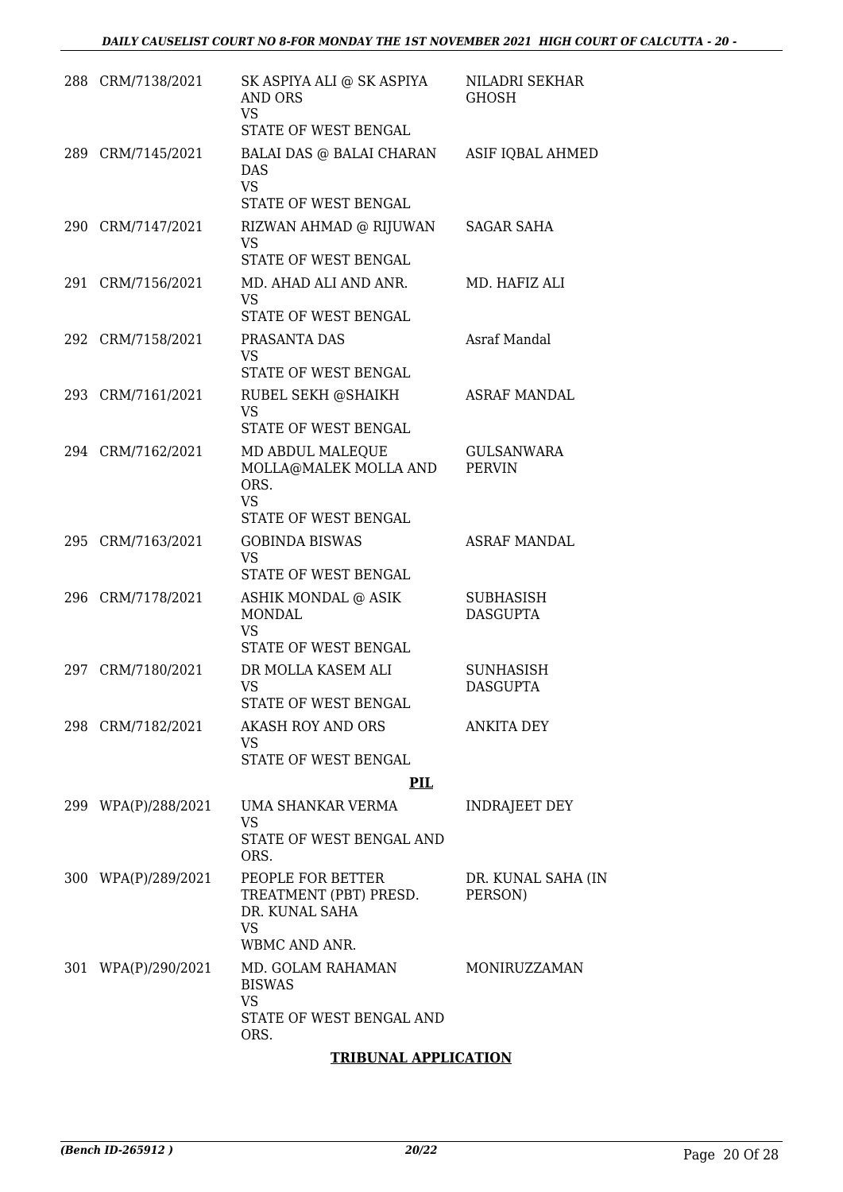| | | | |
|---|---|---|---|
| 288 | CRM/7138/2021 | SK ASPIYA ALI @ SK ASPIYA AND ORS<br>VS<br>STATE OF WEST BENGAL | NILADRI SEKHAR GHOSH |
| 289 | CRM/7145/2021 | BALAI DAS @ BALAI CHARAN DAS<br>VS<br>STATE OF WEST BENGAL | ASIF IQBAL AHMED |
| 290 | CRM/7147/2021 | RIZWAN AHMAD @ RIJUWAN<br>VS<br>STATE OF WEST BENGAL | SAGAR SAHA |
| 291 | CRM/7156/2021 | MD. AHAD ALI AND ANR.<br>VS<br>STATE OF WEST BENGAL | MD. HAFIZ ALI |
| 292 | CRM/7158/2021 | PRASANTA DAS<br>VS<br>STATE OF WEST BENGAL | Asraf Mandal |
| 293 | CRM/7161/2021 | RUBEL SEKH @SHAIKH<br>VS<br>STATE OF WEST BENGAL | ASRAF MANDAL |
| 294 | CRM/7162/2021 | MD ABDUL MALEQUE MOLLA@MALEK MOLLA AND ORS.<br>VS<br>STATE OF WEST BENGAL | GULSANWARA PERVIN |
| 295 | CRM/7163/2021 | GOBINDA BISWAS<br>VS<br>STATE OF WEST BENGAL | ASRAF MANDAL |
| 296 | CRM/7178/2021 | ASHIK MONDAL @ ASIK MONDAL<br>VS<br>STATE OF WEST BENGAL | SUBHASISH DASGUPTA |
| 297 | CRM/7180/2021 | DR MOLLA KASEM ALI<br>VS<br>STATE OF WEST BENGAL | SUNHASISH DASGUPTA |
| 298 | CRM/7182/2021 | AKASH ROY AND ORS<br>VS<br>STATE OF WEST BENGAL | ANKITA DEY |

**PIL**

| | | | |
|---|---|---|---|
| 299 | WPA(P)/288/2021 | UMA SHANKAR VERMA<br>VS<br>STATE OF WEST BENGAL AND ORS. | INDRAJEET DEY |
| 300 | WPA(P)/289/2021 | PEOPLE FOR BETTER TREATMENT (PBT) PRESD. DR. KUNAL SAHA<br>VS<br>WBMC AND ANR. | DR. KUNAL SAHA (IN PERSON) |
| 301 | WPA(P)/290/2021 | MD. GOLAM RAHAMAN BISWAS<br>VS<br>STATE OF WEST BENGAL AND ORS. | MONIRUZZAMAN |

**TRIBUNAL APPLICATION**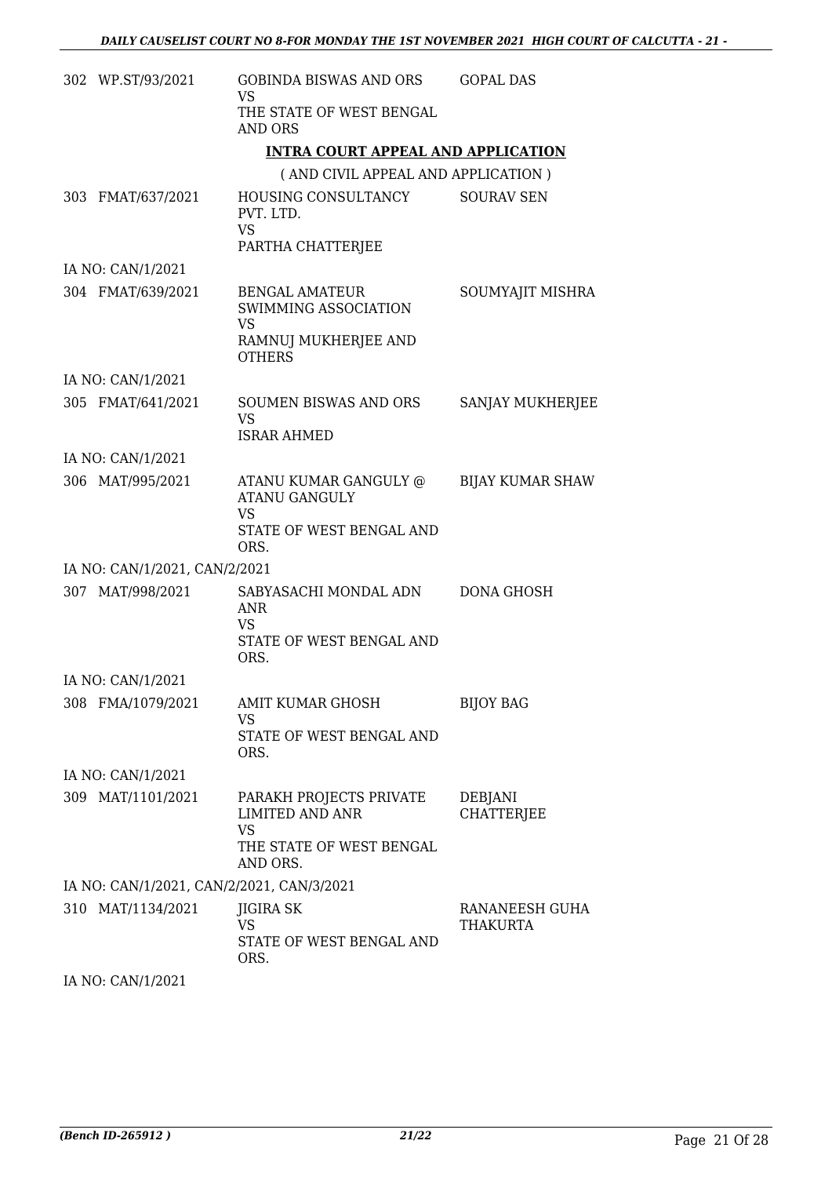| | | | |
|---|---|---|---|
| 302 | WP.ST/93/2021 | GOBINDA BISWAS AND ORS<br>VS<br>THE STATE OF WEST BENGAL AND ORS | GOPAL DAS |

**INTRA COURT APPEAL AND APPLICATION**

( AND CIVIL APPEAL AND APPLICATION )

| | | | |
|---|---|---|---|
| 303 | FMAT/637/2021 | HOUSING CONSULTANCY PVT. LTD.<br>VS<br>PARTHA CHATTERJEE | SOURAV SEN |
| | IA NO: CAN/1/2021 | | |
| 304 | FMAT/639/2021 | BENGAL AMATEUR SWIMMING ASSOCIATION<br>VS<br>RAMNUJ MUKHERJEE AND OTHERS | SOUMYAJIT MISHRA |
| | IA NO: CAN/1/2021 | | |
| 305 | FMAT/641/2021 | SOUMEN BISWAS AND ORS<br>VS<br>ISRAR AHMED | SANJAY MUKHERJEE |
| | IA NO: CAN/1/2021 | | |
| 306 | MAT/995/2021 | ATANU KUMAR GANGULY @ ATANU GANGULY<br>VS<br>STATE OF WEST BENGAL AND ORS. | BIJAY KUMAR SHAW |
| | IA NO: CAN/1/2021, CAN/2/2021 | | |
| 307 | MAT/998/2021 | SABYASACHI MONDAL ADN ANR<br>VS<br>STATE OF WEST BENGAL AND ORS. | DONA GHOSH |
| | IA NO: CAN/1/2021 | | |
| 308 | FMA/1079/2021 | AMIT KUMAR GHOSH<br>VS<br>STATE OF WEST BENGAL AND ORS. | BIJOY BAG |
| | IA NO: CAN/1/2021 | | |
| 309 | MAT/1101/2021 | PARAKH PROJECTS PRIVATE LIMITED AND ANR<br>VS<br>THE STATE OF WEST BENGAL AND ORS. | DEBJANI CHATTERJEE |
| | IA NO: CAN/1/2021, CAN/2/2021, CAN/3/2021 | | |
| 310 | MAT/1134/2021 | JIGIRA SK<br>VS<br>STATE OF WEST BENGAL AND ORS. | RANANEESH GUHA THAKURTA |
| | IA NO: CAN/1/2021 | | |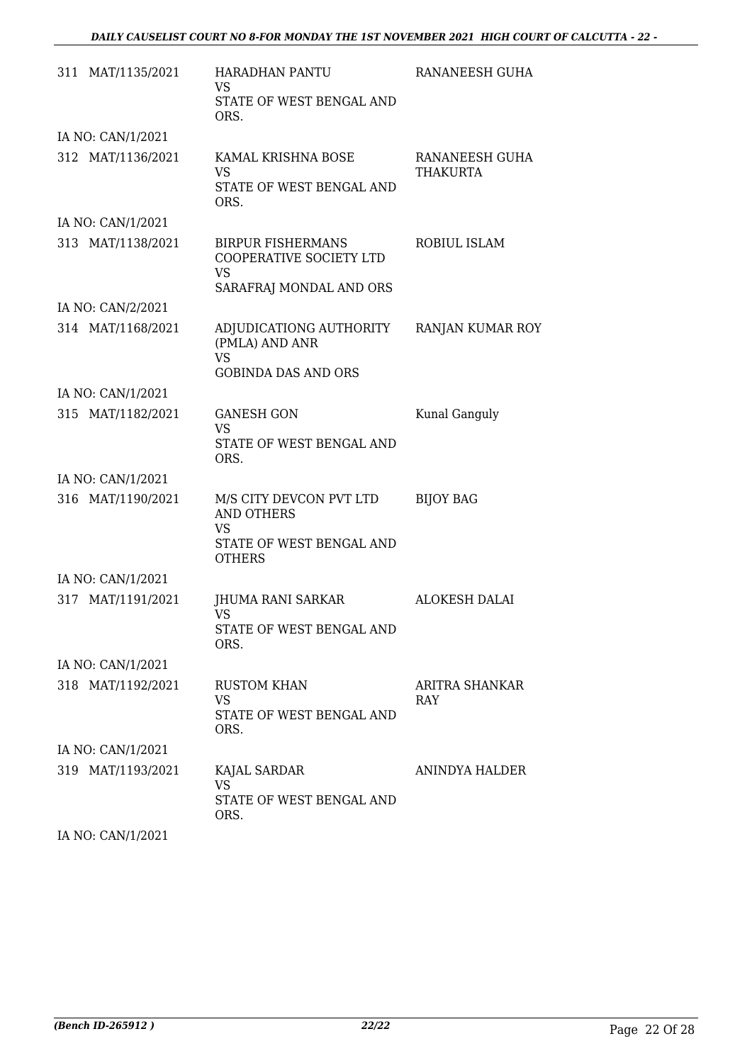| | | | |
|---|---|---|---|
| 311 | MAT/1135/2021 | HARADHAN PANTU<br>VS<br>STATE OF WEST BENGAL AND ORS. | RANANEESH GUHA |
| | IA NO: CAN/1/2021 | | |
| 312 | MAT/1136/2021 | KAMAL KRISHNA BOSE<br>VS<br>STATE OF WEST BENGAL AND ORS. | RANANEESH GUHA THAKURTA |
| | IA NO: CAN/1/2021 | | |
| 313 | MAT/1138/2021 | BIRPUR FISHERMANS COOPERATIVE SOCIETY LTD<br>VS<br>SARAFRAJ MONDAL AND ORS | ROBIUL ISLAM |
| | IA NO: CAN/2/2021 | | |
| 314 | MAT/1168/2021 | ADJUDICATIONG AUTHORITY (PMLA) AND ANR<br>VS<br>GOBINDA DAS AND ORS | RANJAN KUMAR ROY |
| | IA NO: CAN/1/2021 | | |
| 315 | MAT/1182/2021 | GANESH GON<br>VS<br>STATE OF WEST BENGAL AND ORS. | Kunal Ganguly |
| | IA NO: CAN/1/2021 | | |
| 316 | MAT/1190/2021 | M/S CITY DEVCON PVT LTD AND OTHERS<br>VS<br>STATE OF WEST BENGAL AND OTHERS | BIJOY BAG |
| | IA NO: CAN/1/2021 | | |
| 317 | MAT/1191/2021 | JHUMA RANI SARKAR<br>VS<br>STATE OF WEST BENGAL AND ORS. | ALOKESH DALAI |
| | IA NO: CAN/1/2021 | | |
| 318 | MAT/1192/2021 | RUSTOM KHAN<br>VS<br>STATE OF WEST BENGAL AND ORS. | ARITRA SHANKAR RAY |
| | IA NO: CAN/1/2021 | | |
| 319 | MAT/1193/2021 | KAJAL SARDAR<br>VS<br>STATE OF WEST BENGAL AND ORS. | ANINDYA HALDER |
| | IA NO: CAN/1/2021 | | |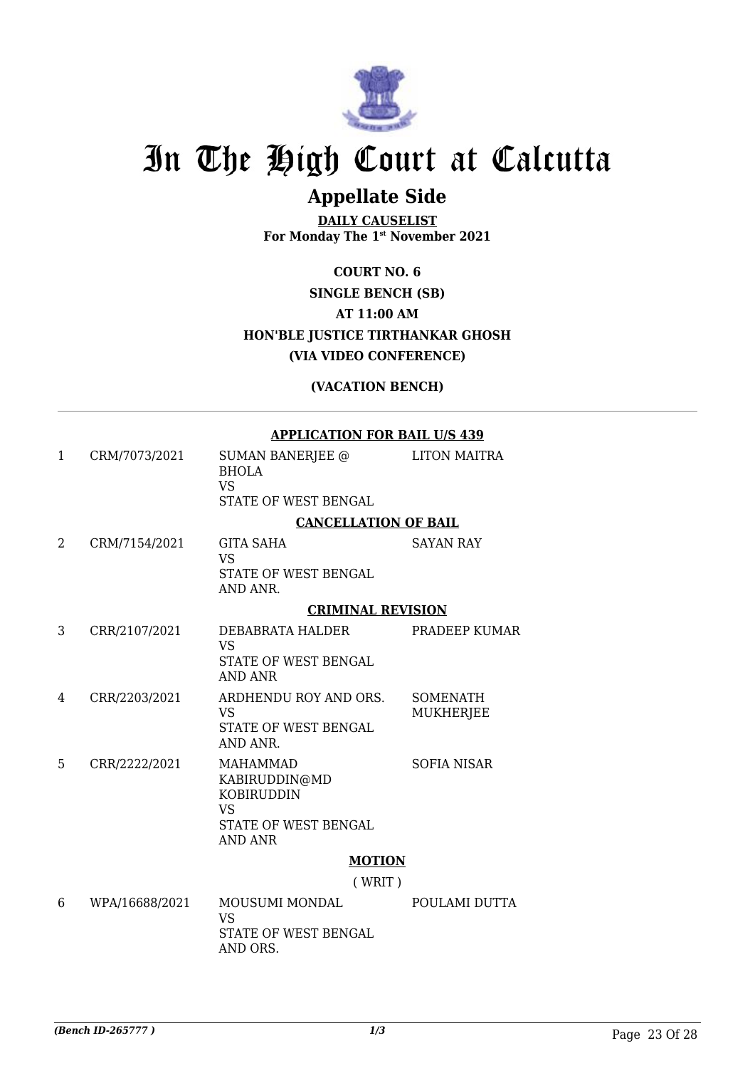# In The High Court at Calcutta

## Appellate Side

**DAILY CAUSELIST**
**For Monday The 1st November 2021**

**COURT NO. 6**
**SINGLE BENCH (SB)**
**AT 11:00 AM**
**HON'BLE JUSTICE TIRTHANKAR GHOSH**
**(VIA VIDEO CONFERENCE)**

**(VACATION BENCH)**

---

**APPLICATION FOR BAIL U/S 439**

| | | | |
|---|---|---|---|
| 1 | CRM/7073/2021 | SUMAN BANERJEE @ BHOLA<br>VS<br>STATE OF WEST BENGAL | LITON MAITRA |

**CANCELLATION OF BAIL**

| | | | |
|---|---|---|---|
| 2 | CRM/7154/2021 | GITA SAHA<br>VS<br>STATE OF WEST BENGAL AND ANR. | SAYAN RAY |

**CRIMINAL REVISION**

| | | | |
|---|---|---|---|
| 3 | CRR/2107/2021 | DEBABRATA HALDER<br>VS<br>STATE OF WEST BENGAL AND ANR | PRADEEP KUMAR |
| 4 | CRR/2203/2021 | ARDHENDU ROY AND ORS.<br>VS<br>STATE OF WEST BENGAL AND ANR. | SOMENATH MUKHERJEE |
| 5 | CRR/2222/2021 | MAHAMMAD KABIRUDDIN@MD KOBIRUDDIN<br>VS<br>STATE OF WEST BENGAL AND ANR | SOFIA NISAR |

**MOTION**

( WRIT )

| | | | |
|---|---|---|---|
| 6 | WPA/16688/2021 | MOUSUMI MONDAL<br>VS<br>STATE OF WEST BENGAL AND ORS. | POULAMI DUTTA |

*(Bench ID-265777 )*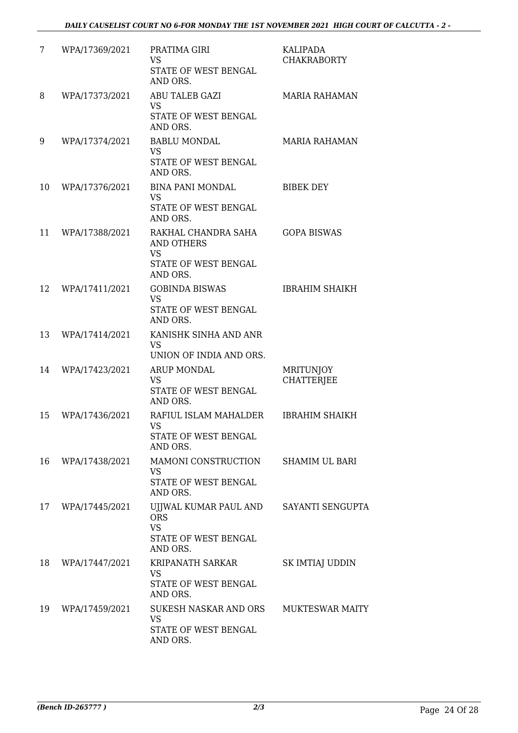| 7 | WPA/17369/2021 | PRATIMA GIRI<br>VS<br>STATE OF WEST BENGAL AND ORS. | KALIPADA CHAKRABORTY |
|---|---|---|---|
| 8 | WPA/17373/2021 | ABU TALEB GAZI<br>VS<br>STATE OF WEST BENGAL AND ORS. | MARIA RAHAMAN |
| 9 | WPA/17374/2021 | BABLU MONDAL<br>VS<br>STATE OF WEST BENGAL AND ORS. | MARIA RAHAMAN |
| 10 | WPA/17376/2021 | BINA PANI MONDAL<br>VS<br>STATE OF WEST BENGAL AND ORS. | BIBEK DEY |
| 11 | WPA/17388/2021 | RAKHAL CHANDRA SAHA AND OTHERS<br>VS<br>STATE OF WEST BENGAL AND ORS. | GOPA BISWAS |
| 12 | WPA/17411/2021 | GOBINDA BISWAS<br>VS<br>STATE OF WEST BENGAL AND ORS. | IBRAHIM SHAIKH |
| 13 | WPA/17414/2021 | KANISHK SINHA AND ANR<br>VS<br>UNION OF INDIA AND ORS. | |
| 14 | WPA/17423/2021 | ARUP MONDAL<br>VS<br>STATE OF WEST BENGAL AND ORS. | MRITUNJOY CHATTERJEE |
| 15 | WPA/17436/2021 | RAFIUL ISLAM MAHALDER<br>VS<br>STATE OF WEST BENGAL AND ORS. | IBRAHIM SHAIKH |
| 16 | WPA/17438/2021 | MAMONI CONSTRUCTION<br>VS<br>STATE OF WEST BENGAL AND ORS. | SHAMIM UL BARI |
| 17 | WPA/17445/2021 | UJJWAL KUMAR PAUL AND ORS<br>VS<br>STATE OF WEST BENGAL AND ORS. | SAYANTI SENGUPTA |
| 18 | WPA/17447/2021 | KRIPANATH SARKAR<br>VS<br>STATE OF WEST BENGAL AND ORS. | SK IMTIAJ UDDIN |
| 19 | WPA/17459/2021 | SUKESH NASKAR AND ORS<br>VS<br>STATE OF WEST BENGAL AND ORS. | MUKTESWAR MAITY |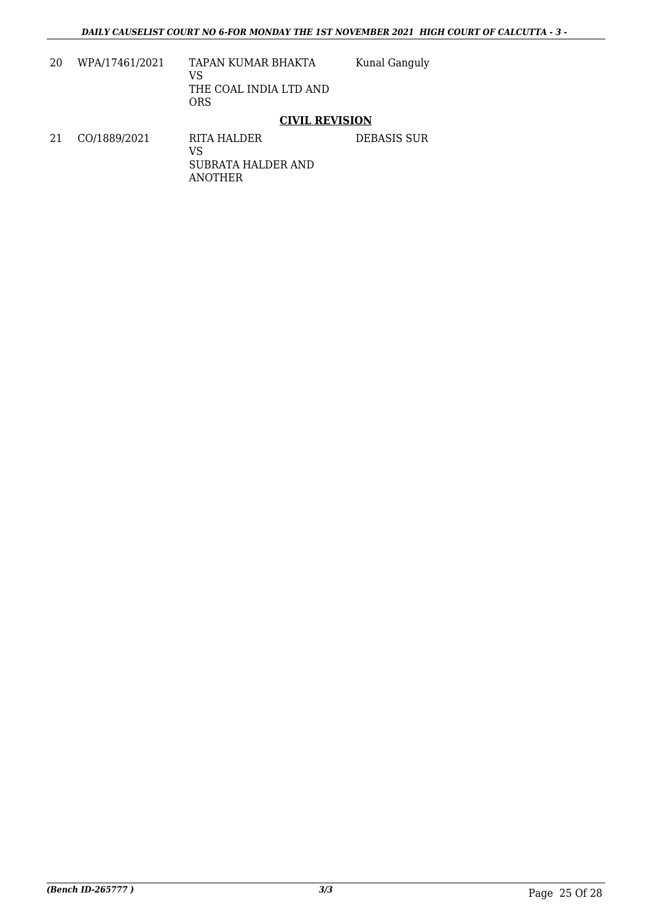| | | | |
|---|---|---|---|
| 20 | WPA/17461/2021 | TAPAN KUMAR BHAKTA<br>VS<br>THE COAL INDIA LTD AND ORS | Kunal Ganguly |

## CIVIL REVISION

| | | | |
|---|---|---|---|
| 21 | CO/1889/2021 | RITA HALDER<br>VS<br>SUBRATA HALDER AND ANOTHER | DEBASIS SUR |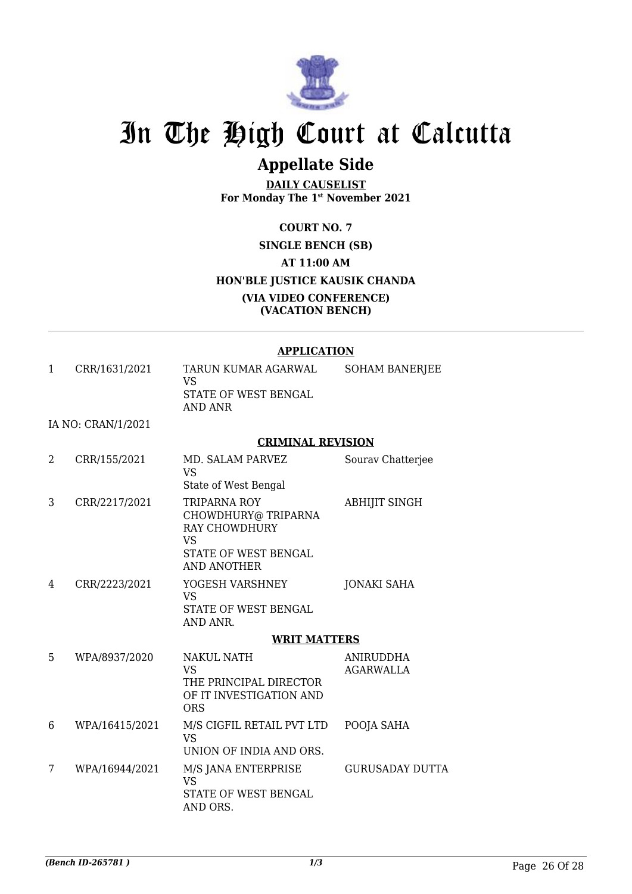# In The High Court at Calcutta

## Appellate Side

**DAILY CAUSELIST**
**For Monday The 1st November 2021**

**COURT NO. 7**

**SINGLE BENCH (SB)**

**AT 11:00 AM**

**HON'BLE JUSTICE KAUSIK CHANDA**

**(VIA VIDEO CONFERENCE)**
**(VACATION BENCH)**

---

**APPLICATION**

| | | | |
|---|---|---|---|
| 1 | CRR/1631/2021 | TARUN KUMAR AGARWAL VS STATE OF WEST BENGAL AND ANR | SOHAM BANERJEE |
| | IA NO: CRAN/1/2021 | | |

**CRIMINAL REVISION**

| | | | |
|---|---|---|---|
| 2 | CRR/155/2021 | MD. SALAM PARVEZ VS State of West Bengal | Sourav Chatterjee |
| 3 | CRR/2217/2021 | TRIPARNA ROY CHOWDHURY@ TRIPARNA RAY CHOWDHURY VS STATE OF WEST BENGAL AND ANOTHER | ABHIJIT SINGH |
| 4 | CRR/2223/2021 | YOGESH VARSHNEY VS STATE OF WEST BENGAL AND ANR. | JONAKI SAHA |

**WRIT MATTERS**

| | | | |
|---|---|---|---|
| 5 | WPA/8937/2020 | NAKUL NATH VS THE PRINCIPAL DIRECTOR OF IT INVESTIGATION AND ORS | ANIRUDDHA AGARWALLA |
| 6 | WPA/16415/2021 | M/S CIGFIL RETAIL PVT LTD VS UNION OF INDIA AND ORS. | POOJA SAHA |
| 7 | WPA/16944/2021 | M/S JANA ENTERPRISE VS STATE OF WEST BENGAL AND ORS. | GURUSADAY DUTTA |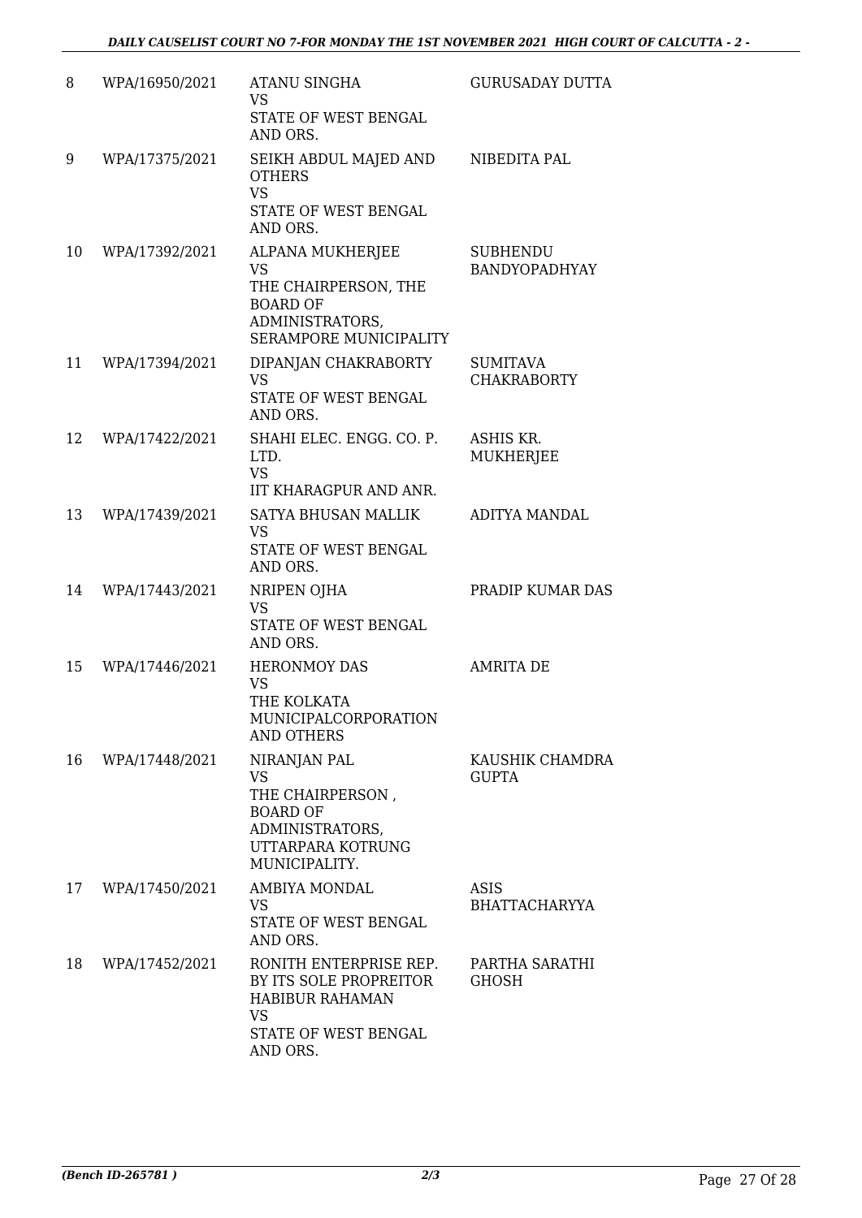| | | | |
|---|---|---|---|
| 8 | WPA/16950/2021 | ATANU SINGHA<br>VS<br>STATE OF WEST BENGAL AND ORS. | GURUSADAY DUTTA |
| 9 | WPA/17375/2021 | SEIKH ABDUL MAJED AND OTHERS<br>VS<br>STATE OF WEST BENGAL AND ORS. | NIBEDITA PAL |
| 10 | WPA/17392/2021 | ALPANA MUKHERJEE<br>VS<br>THE CHAIRPERSON, THE BOARD OF ADMINISTRATORS, SERAMPORE MUNICIPALITY | SUBHENDU BANDYOPADHYAY |
| 11 | WPA/17394/2021 | DIPANJAN CHAKRABORTY<br>VS<br>STATE OF WEST BENGAL AND ORS. | SUMITAVA CHAKRABORTY |
| 12 | WPA/17422/2021 | SHAHI ELEC. ENGG. CO. P. LTD.<br>VS<br>IIT KHARAGPUR AND ANR. | ASHIS KR. MUKHERJEE |
| 13 | WPA/17439/2021 | SATYA BHUSAN MALLIK<br>VS<br>STATE OF WEST BENGAL AND ORS. | ADITYA MANDAL |
| 14 | WPA/17443/2021 | NRIPEN OJHA<br>VS<br>STATE OF WEST BENGAL AND ORS. | PRADIP KUMAR DAS |
| 15 | WPA/17446/2021 | HERONMOY DAS<br>VS<br>THE KOLKATA MUNICIPALCORPORATION AND OTHERS | AMRITA DE |
| 16 | WPA/17448/2021 | NIRANJAN PAL<br>VS<br>THE CHAIRPERSON , BOARD OF ADMINISTRATORS, UTTARPARA KOTRUNG MUNICIPALITY. | KAUSHIK CHAMDRA GUPTA |
| 17 | WPA/17450/2021 | AMBIYA MONDAL<br>VS<br>STATE OF WEST BENGAL AND ORS. | ASIS BHATTACHARYYA |
| 18 | WPA/17452/2021 | RONITH ENTERPRISE REP. BY ITS SOLE PROPREITOR HABIBUR RAHAMAN<br>VS<br>STATE OF WEST BENGAL AND ORS. | PARTHA SARATHI GHOSH |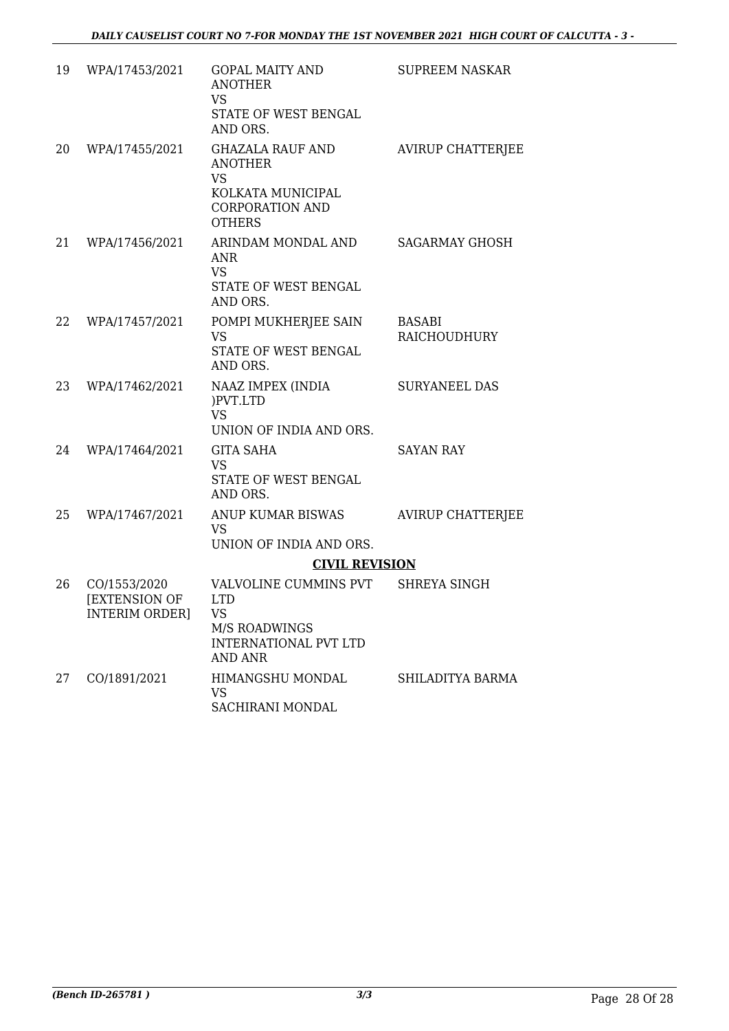| | | | |
|---|---|---|---|
| 19 | WPA/17453/2021 | GOPAL MAITY AND ANOTHER<br>VS<br>STATE OF WEST BENGAL AND ORS. | SUPREEM NASKAR |
| 20 | WPA/17455/2021 | GHAZALA RAUF AND ANOTHER<br>VS<br>KOLKATA MUNICIPAL CORPORATION AND OTHERS | AVIRUP CHATTERJEE |
| 21 | WPA/17456/2021 | ARINDAM MONDAL AND ANR<br>VS<br>STATE OF WEST BENGAL AND ORS. | SAGARMAY GHOSH |
| 22 | WPA/17457/2021 | POMPI MUKHERJEE SAIN<br>VS<br>STATE OF WEST BENGAL AND ORS. | BASABI RAICHOUDHURY |
| 23 | WPA/17462/2021 | NAAZ IMPEX (INDIA )PVT.LTD<br>VS<br>UNION OF INDIA AND ORS. | SURYANEEL DAS |
| 24 | WPA/17464/2021 | GITA SAHA<br>VS<br>STATE OF WEST BENGAL AND ORS. | SAYAN RAY |
| 25 | WPA/17467/2021 | ANUP KUMAR BISWAS<br>VS<br>UNION OF INDIA AND ORS. | AVIRUP CHATTERJEE |

**CIVIL REVISION**

| | | | |
|---|---|---|---|
| 26 | CO/1553/2020 [EXTENSION OF INTERIM ORDER] | VALVOLINE CUMMINS PVT LTD<br>VS<br>M/S ROADWINGS INTERNATIONAL PVT LTD AND ANR | SHREYA SINGH |
| 27 | CO/1891/2021 | HIMANGSHU MONDAL<br>VS<br>SACHIRANI MONDAL | SHILADITYA BARMA |